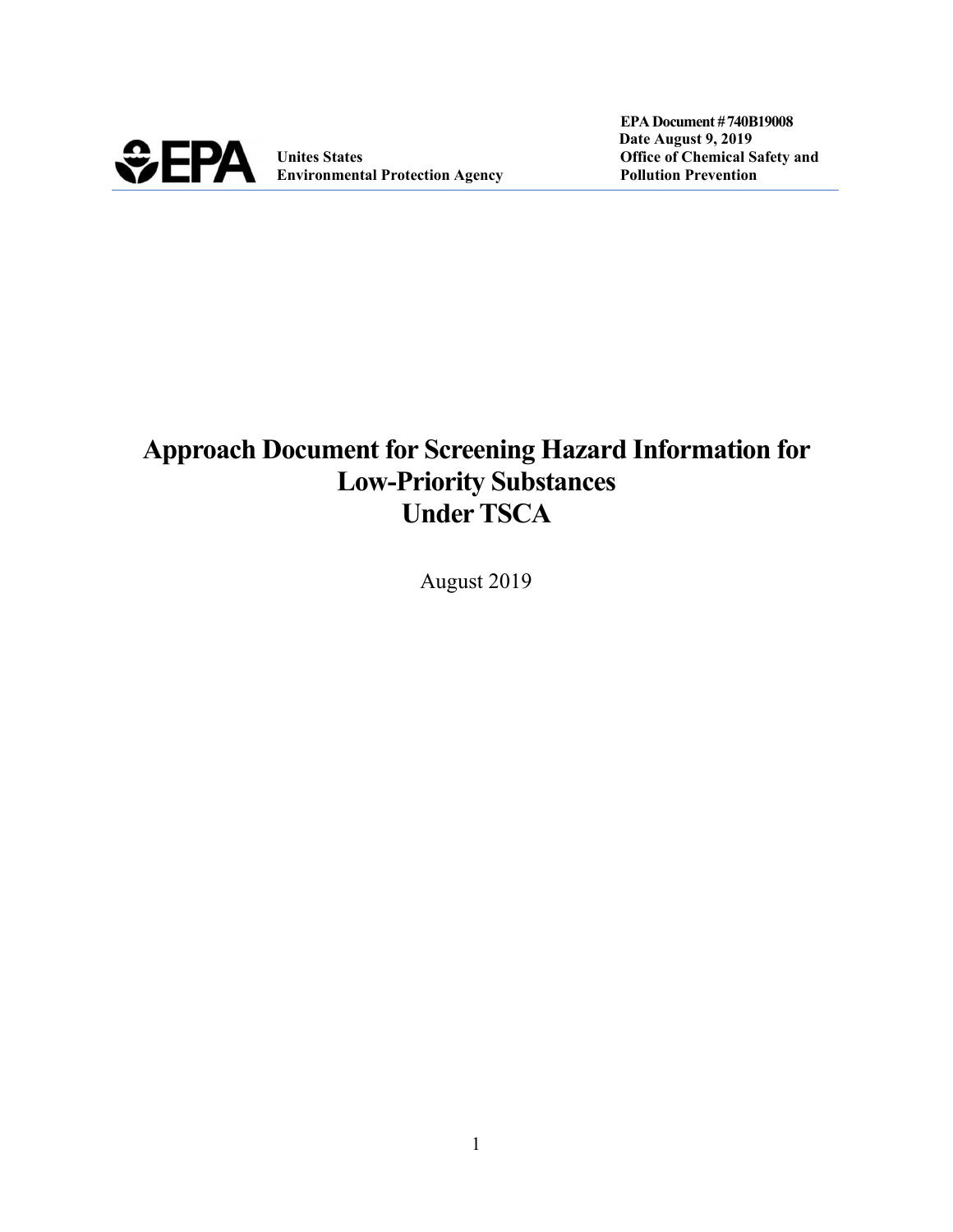EPA Document # 740B19008
Date August 9, 2019

Unites States
Environmental Protection Agency

Office of Chemical Safety and
Pollution Prevention

# Approach Document for Screening Hazard Information for Low-Priority Substances Under TSCA

August 2019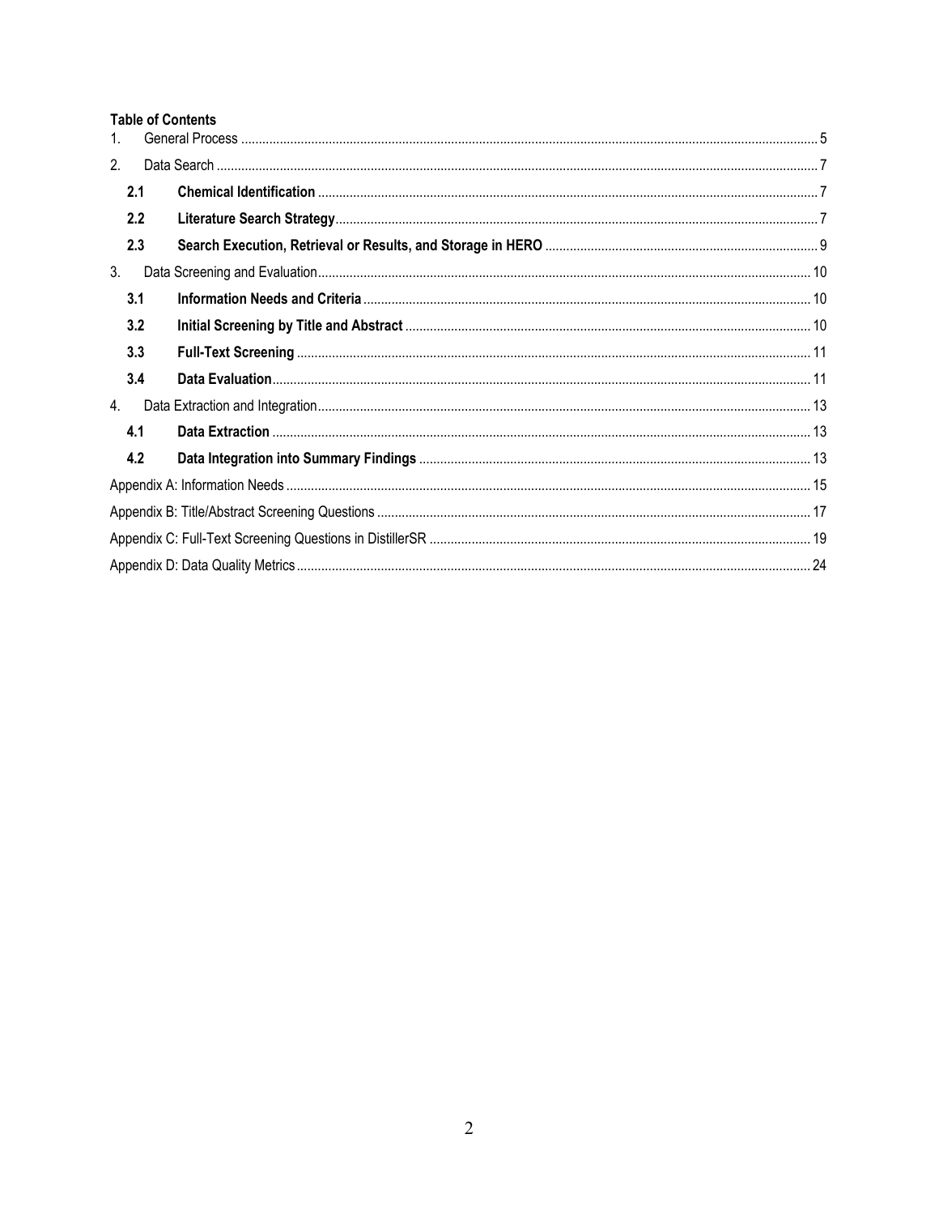**Table of Contents**

1. General Process ..................................................... 5
2. Data Search ..................................................... 7
   - **2.1 Chemical Identification** ..................................................... 7
   - **2.2 Literature Search Strategy** ..................................................... 7
   - **2.3 Search Execution, Retrieval or Results, and Storage in HERO** ..................................................... 9
3. Data Screening and Evaluation ..................................................... 10
   - **3.1 Information Needs and Criteria** ..................................................... 10
   - **3.2 Initial Screening by Title and Abstract** ..................................................... 10
   - **3.3 Full-Text Screening** ..................................................... 11
   - **3.4 Data Evaluation** ..................................................... 11
4. Data Extraction and Integration ..................................................... 13
   - **4.1 Data Extraction** ..................................................... 13
   - **4.2 Data Integration into Summary Findings** ..................................................... 13

Appendix A: Information Needs ..................................................... 15

Appendix B: Title/Abstract Screening Questions ..................................................... 17

Appendix C: Full-Text Screening Questions in DistillerSR ..................................................... 19

Appendix D: Data Quality Metrics ..................................................... 24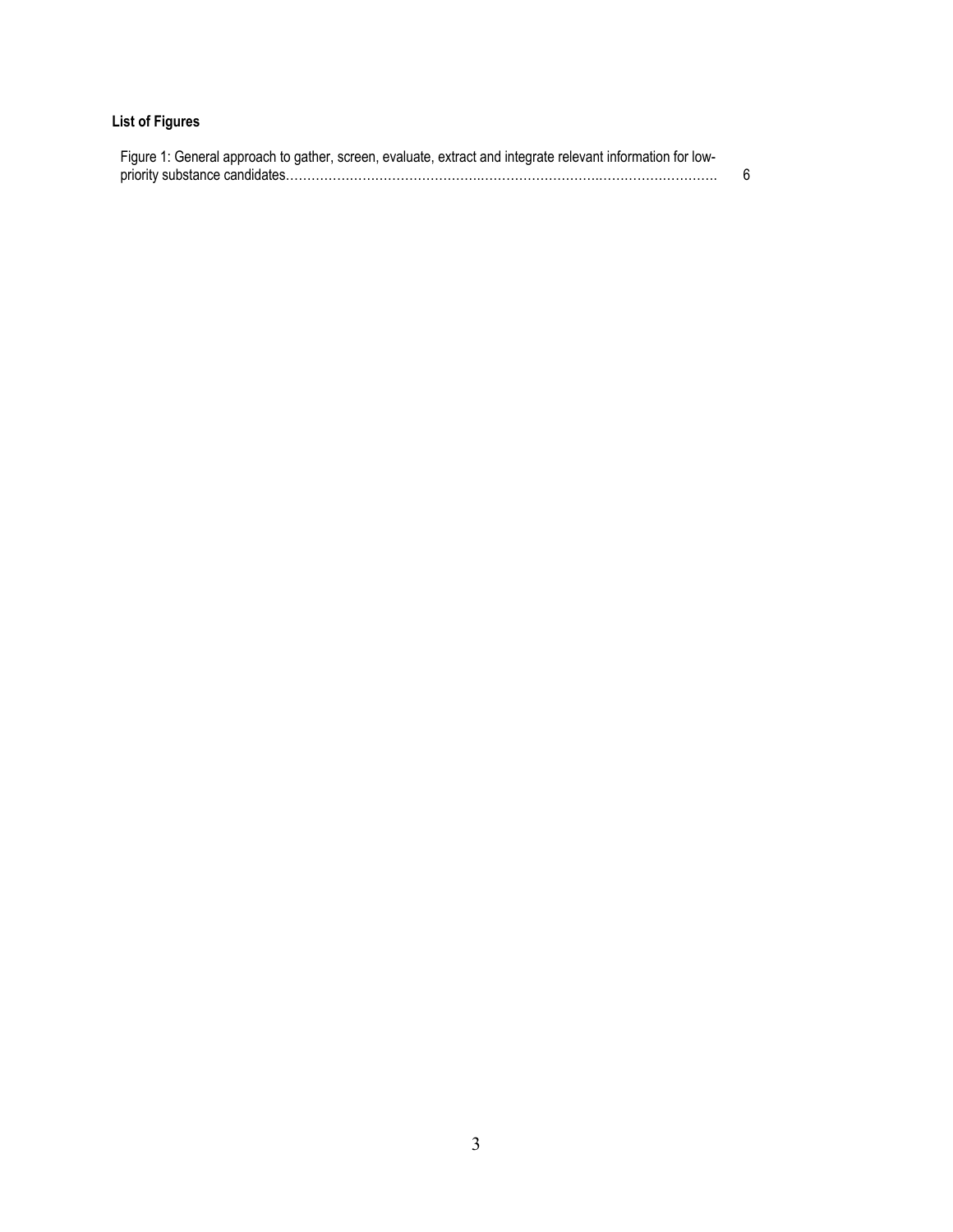**List of Figures**

Figure 1: General approach to gather, screen, evaluate, extract and integrate relevant information for low-priority substance candidates……………………………………………………………………………………… 6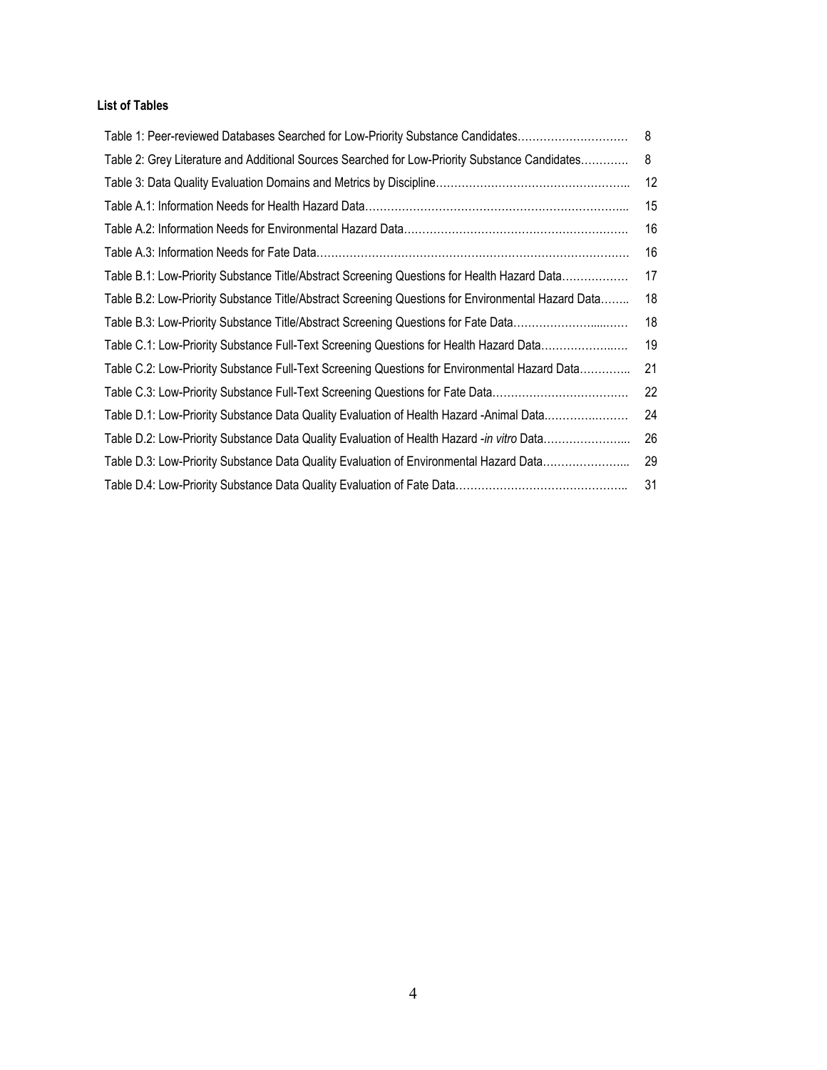**List of Tables**

| | |
|---|---|
| Table 1: Peer-reviewed Databases Searched for Low-Priority Substance Candidates………………………… | 8 |
| Table 2: Grey Literature and Additional Sources Searched for Low-Priority Substance Candidates………… | 8 |
| Table 3: Data Quality Evaluation Domains and Metrics by Discipline…………………………………………….. | 12 |
| Table A.1: Information Needs for Health Hazard Data……………………………………………………………... | 15 |
| Table A.2: Information Needs for Environmental Hazard Data……………………………………………………. | 16 |
| Table A.3: Information Needs for Fate Data…………………………………………………………………………. | 16 |
| Table B.1: Low-Priority Substance Title/Abstract Screening Questions for Health Hazard Data……………… | 17 |
| Table B.2: Low-Priority Substance Title/Abstract Screening Questions for Environmental Hazard Data…….. | 18 |
| Table B.3: Low-Priority Substance Title/Abstract Screening Questions for Fate Data……………………...…… | 18 |
| Table C.1: Low-Priority Substance Full-Text Screening Questions for Health Hazard Data………………..…. | 19 |
| Table C.2: Low-Priority Substance Full-Text Screening Questions for Environmental Hazard Data………….. | 21 |
| Table C.3: Low-Priority Substance Full-Text Screening Questions for Fate Data………………………………. | 22 |
| Table D.1: Low-Priority Substance Data Quality Evaluation of Health Hazard -Animal Data………….……… | 24 |
| Table D.2: Low-Priority Substance Data Quality Evaluation of Health Hazard -*in vitro* Data…………………... | 26 |
| Table D.3: Low-Priority Substance Data Quality Evaluation of Environmental Hazard Data…………………... | 29 |
| Table D.4: Low-Priority Substance Data Quality Evaluation of Fate Data……………………………………….. | 31 |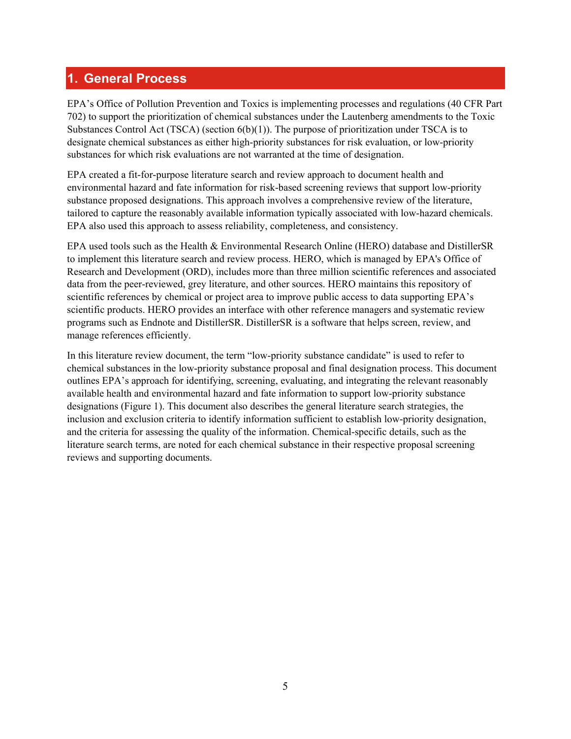# 1. General Process

EPA's Office of Pollution Prevention and Toxics is implementing processes and regulations (40 CFR Part 702) to support the prioritization of chemical substances under the Lautenberg amendments to the Toxic Substances Control Act (TSCA) (section 6(b)(1)). The purpose of prioritization under TSCA is to designate chemical substances as either high-priority substances for risk evaluation, or low-priority substances for which risk evaluations are not warranted at the time of designation.

EPA created a fit-for-purpose literature search and review approach to document health and environmental hazard and fate information for risk-based screening reviews that support low-priority substance proposed designations. This approach involves a comprehensive review of the literature, tailored to capture the reasonably available information typically associated with low-hazard chemicals. EPA also used this approach to assess reliability, completeness, and consistency.

EPA used tools such as the Health & Environmental Research Online (HERO) database and DistillerSR to implement this literature search and review process. HERO, which is managed by EPA's Office of Research and Development (ORD), includes more than three million scientific references and associated data from the peer-reviewed, grey literature, and other sources. HERO maintains this repository of scientific references by chemical or project area to improve public access to data supporting EPA's scientific products. HERO provides an interface with other reference managers and systematic review programs such as Endnote and DistillerSR. DistillerSR is a software that helps screen, review, and manage references efficiently.

In this literature review document, the term "low-priority substance candidate" is used to refer to chemical substances in the low-priority substance proposal and final designation process. This document outlines EPA's approach for identifying, screening, evaluating, and integrating the relevant reasonably available health and environmental hazard and fate information to support low-priority substance designations (Figure 1). This document also describes the general literature search strategies, the inclusion and exclusion criteria to identify information sufficient to establish low-priority designation, and the criteria for assessing the quality of the information. Chemical-specific details, such as the literature search terms, are noted for each chemical substance in their respective proposal screening reviews and supporting documents.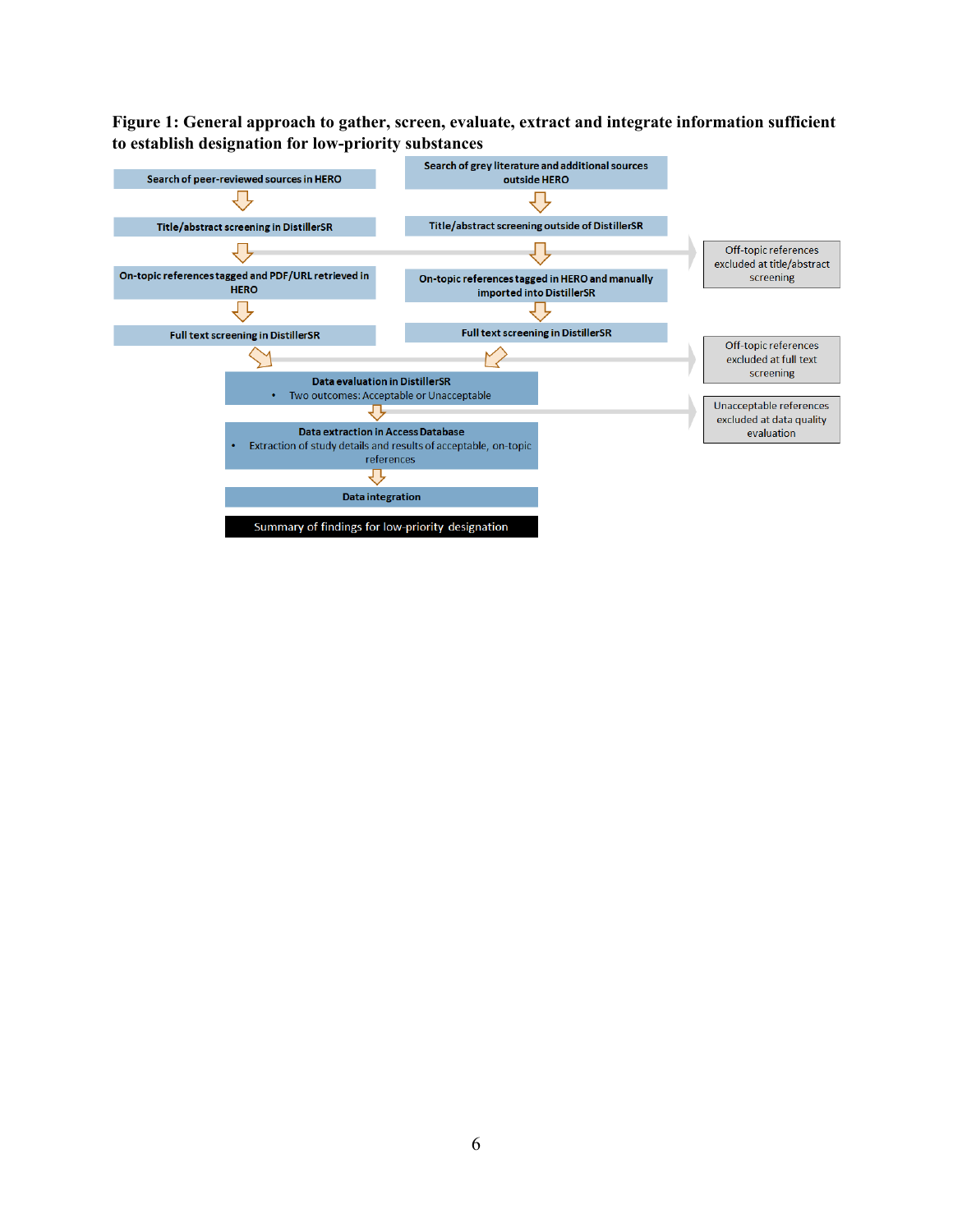**Figure 1: General approach to gather, screen, evaluate, extract and integrate information sufficient to establish designation for low-priority substances**

Search of peer-reviewed sources in HERO

Title/abstract screening in DistillerSR

On-topic references tagged and PDF/URL retrieved in HERO

Full text screening in DistillerSR

Search of grey literature and additional sources outside HERO

Title/abstract screening outside of DistillerSR

On-topic references tagged in HERO and manually imported into DistillerSR

Full text screening in DistillerSR

Off-topic references excluded at title/abstract screening

Off-topic references excluded at full text screening

Data evaluation in DistillerSR

- Two outcomes: Acceptable or Unacceptable

Unacceptable references excluded at data quality evaluation

Data extraction in Access Database

- Extraction of study details and results of acceptable, on-topic references

Data integration

Summary of findings for low-priority designation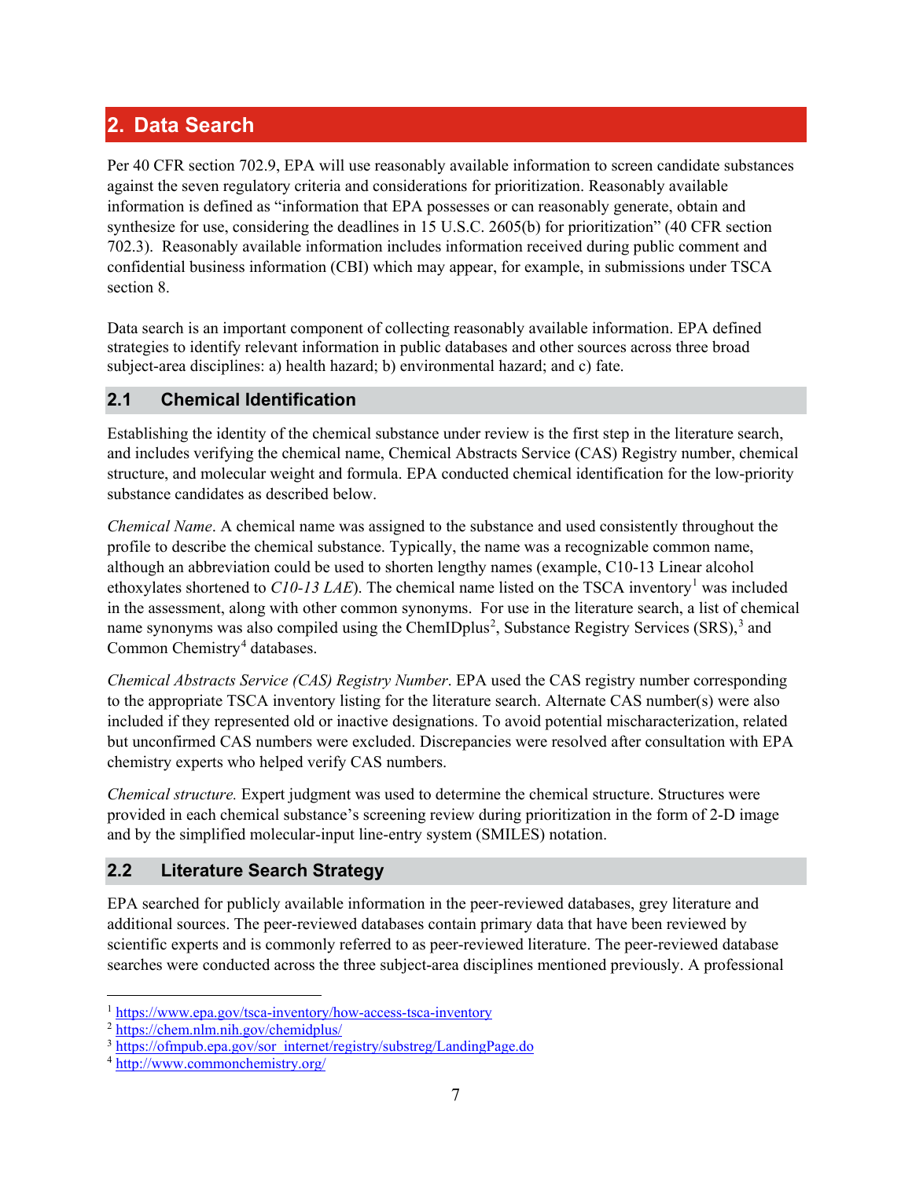## 2. Data Search

Per 40 CFR section 702.9, EPA will use reasonably available information to screen candidate substances against the seven regulatory criteria and considerations for prioritization. Reasonably available information is defined as "information that EPA possesses or can reasonably generate, obtain and synthesize for use, considering the deadlines in 15 U.S.C. 2605(b) for prioritization" (40 CFR section 702.3). Reasonably available information includes information received during public comment and confidential business information (CBI) which may appear, for example, in submissions under TSCA section 8.

Data search is an important component of collecting reasonably available information. EPA defined strategies to identify relevant information in public databases and other sources across three broad subject-area disciplines: a) health hazard; b) environmental hazard; and c) fate.

### 2.1 Chemical Identification

Establishing the identity of the chemical substance under review is the first step in the literature search, and includes verifying the chemical name, Chemical Abstracts Service (CAS) Registry number, chemical structure, and molecular weight and formula. EPA conducted chemical identification for the low-priority substance candidates as described below.

*Chemical Name*. A chemical name was assigned to the substance and used consistently throughout the profile to describe the chemical substance. Typically, the name was a recognizable common name, although an abbreviation could be used to shorten lengthy names (example, C10-13 Linear alcohol ethoxylates shortened to *C10-13 LAE*). The chemical name listed on the TSCA inventory[1] was included in the assessment, along with other common synonyms. For use in the literature search, a list of chemical name synonyms was also compiled using the ChemIDplus[2], Substance Registry Services (SRS),[3] and Common Chemistry[4] databases.

*Chemical Abstracts Service (CAS) Registry Number*. EPA used the CAS registry number corresponding to the appropriate TSCA inventory listing for the literature search. Alternate CAS number(s) were also included if they represented old or inactive designations. To avoid potential mischaracterization, related but unconfirmed CAS numbers were excluded. Discrepancies were resolved after consultation with EPA chemistry experts who helped verify CAS numbers.

*Chemical structure.* Expert judgment was used to determine the chemical structure. Structures were provided in each chemical substance's screening review during prioritization in the form of 2-D image and by the simplified molecular-input line-entry system (SMILES) notation.

### 2.2 Literature Search Strategy

EPA searched for publicly available information in the peer-reviewed databases, grey literature and additional sources. The peer-reviewed databases contain primary data that have been reviewed by scientific experts and is commonly referred to as peer-reviewed literature. The peer-reviewed database searches were conducted across the three subject-area disciplines mentioned previously. A professional

[1] https://www.epa.gov/tsca-inventory/how-access-tsca-inventory
[2] https://chem.nlm.nih.gov/chemidplus/
[3] https://ofmpub.epa.gov/sor_internet/registry/substreg/LandingPage.do
[4] http://www.commonchemistry.org/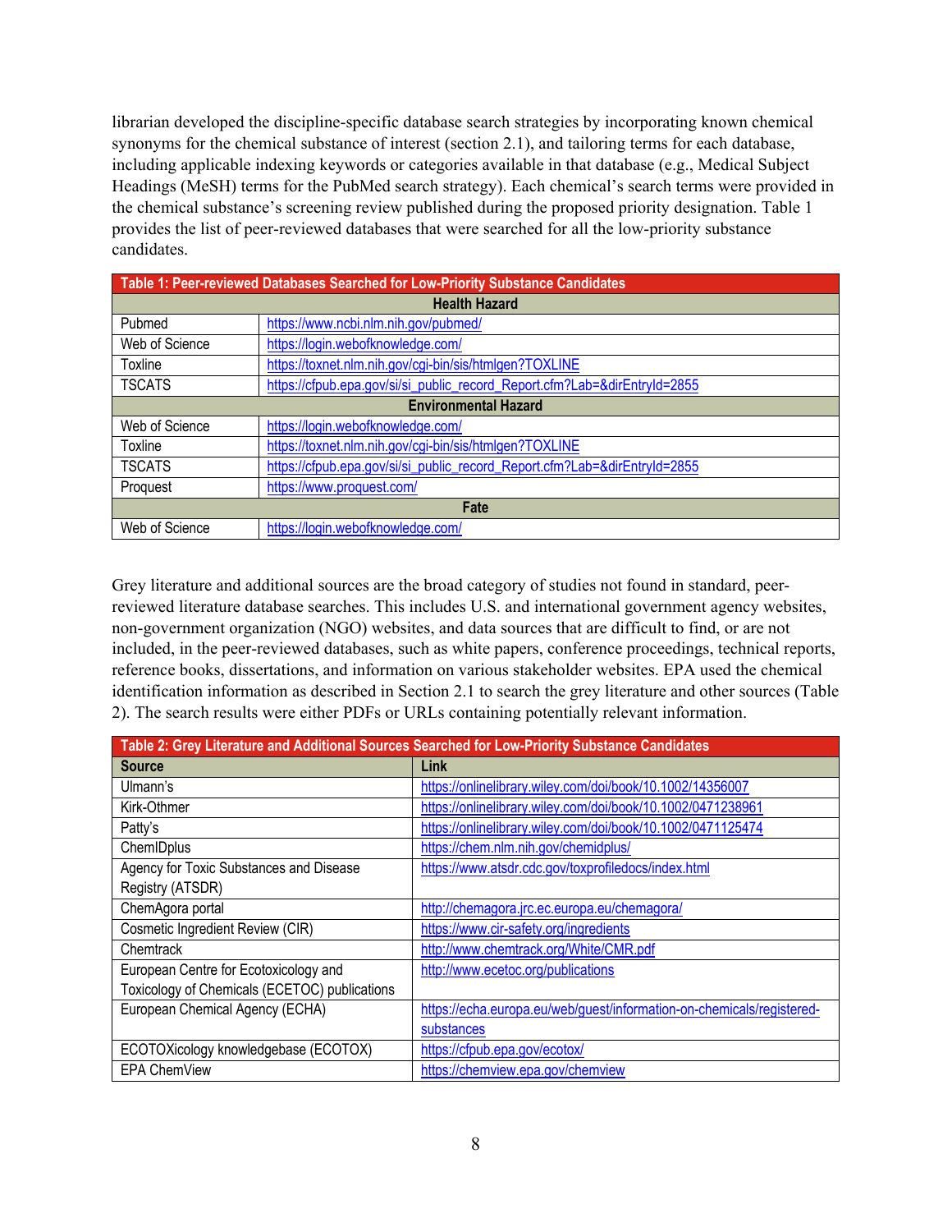librarian developed the discipline-specific database search strategies by incorporating known chemical synonyms for the chemical substance of interest (section 2.1), and tailoring terms for each database, including applicable indexing keywords or categories available in that database (e.g., Medical Subject Headings (MeSH) terms for the PubMed search strategy). Each chemical's search terms were provided in the chemical substance's screening review published during the proposed priority designation. Table 1 provides the list of peer-reviewed databases that were searched for all the low-priority substance candidates.

| Table 1: Peer-reviewed Databases Searched for Low-Priority Substance Candidates | |
|---|---|
| **Health Hazard** | |
| Pubmed | https://www.ncbi.nlm.nih.gov/pubmed/ |
| Web of Science | https://login.webofknowledge.com/ |
| Toxline | https://toxnet.nlm.nih.gov/cgi-bin/sis/htmlgen?TOXLINE |
| TSCATS | https://cfpub.epa.gov/si/si_public_record_Report.cfm?Lab=&dirEntryId=2855 |
| **Environmental Hazard** | |
| Web of Science | https://login.webofknowledge.com/ |
| Toxline | https://toxnet.nlm.nih.gov/cgi-bin/sis/htmlgen?TOXLINE |
| TSCATS | https://cfpub.epa.gov/si/si_public_record_Report.cfm?Lab=&dirEntryId=2855 |
| Proquest | https://www.proquest.com/ |
| **Fate** | |
| Web of Science | https://login.webofknowledge.com/ |

Grey literature and additional sources are the broad category of studies not found in standard, peer-reviewed literature database searches. This includes U.S. and international government agency websites, non-government organization (NGO) websites, and data sources that are difficult to find, or are not included, in the peer-reviewed databases, such as white papers, conference proceedings, technical reports, reference books, dissertations, and information on various stakeholder websites. EPA used the chemical identification information as described in Section 2.1 to search the grey literature and other sources (Table 2). The search results were either PDFs or URLs containing potentially relevant information.

| Table 2: Grey Literature and Additional Sources Searched for Low-Priority Substance Candidates | |
|---|---|
| **Source** | **Link** |
| Ulmann's | https://onlinelibrary.wiley.com/doi/book/10.1002/14356007 |
| Kirk-Othmer | https://onlinelibrary.wiley.com/doi/book/10.1002/0471238961 |
| Patty's | https://onlinelibrary.wiley.com/doi/book/10.1002/0471125474 |
| ChemIDplus | https://chem.nlm.nih.gov/chemidplus/ |
| Agency for Toxic Substances and Disease Registry (ATSDR) | https://www.atsdr.cdc.gov/toxprofiledocs/index.html |
| ChemAgora portal | http://chemagora.jrc.ec.europa.eu/chemagora/ |
| Cosmetic Ingredient Review (CIR) | https://www.cir-safety.org/ingredients |
| Chemtrack | http://www.chemtrack.org/White/CMR.pdf |
| European Centre for Ecotoxicology and Toxicology of Chemicals (ECETOC) publications | http://www.ecetoc.org/publications |
| European Chemical Agency (ECHA) | https://echa.europa.eu/web/guest/information-on-chemicals/registered-substances |
| ECOTOXicology knowledgebase (ECOTOX) | https://cfpub.epa.gov/ecotox/ |
| EPA ChemView | https://chemview.epa.gov/chemview |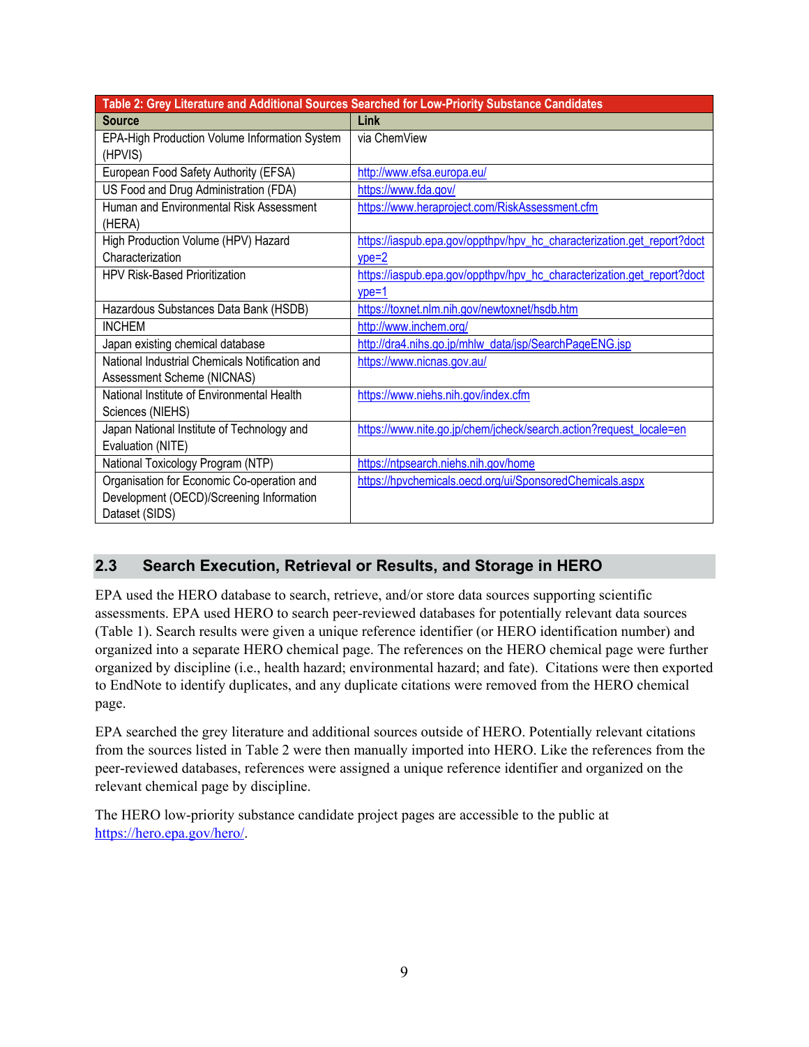| Table 2: Grey Literature and Additional Sources Searched for Low-Priority Substance Candidates | |
|---|---|
| **Source** | **Link** |
| EPA-High Production Volume Information System (HPVIS) | via ChemView |
| European Food Safety Authority (EFSA) | http://www.efsa.europa.eu/ |
| US Food and Drug Administration (FDA) | https://www.fda.gov/ |
| Human and Environmental Risk Assessment (HERA) | https://www.heraproject.com/RiskAssessment.cfm |
| High Production Volume (HPV) Hazard Characterization | https://iaspub.epa.gov/oppthpv/hpv_hc_characterization.get_report?doctype=2 |
| HPV Risk-Based Prioritization | https://iaspub.epa.gov/oppthpv/hpv_hc_characterization.get_report?doctype=1 |
| Hazardous Substances Data Bank (HSDB) | https://toxnet.nlm.nih.gov/newtoxnet/hsdb.htm |
| INCHEM | http://www.inchem.org/ |
| Japan existing chemical database | http://dra4.nihs.go.jp/mhlw_data/jsp/SearchPageENG.jsp |
| National Industrial Chemicals Notification and Assessment Scheme (NICNAS) | https://www.nicnas.gov.au/ |
| National Institute of Environmental Health Sciences (NIEHS) | https://www.niehs.nih.gov/index.cfm |
| Japan National Institute of Technology and Evaluation (NITE) | https://www.nite.go.jp/chem/jcheck/search.action?request_locale=en |
| National Toxicology Program (NTP) | https://ntpsearch.niehs.nih.gov/home |
| Organisation for Economic Co-operation and Development (OECD)/Screening Information Dataset (SIDS) | https://hpvchemicals.oecd.org/ui/SponsoredChemicals.aspx |

## 2.3 Search Execution, Retrieval or Results, and Storage in HERO

EPA used the HERO database to search, retrieve, and/or store data sources supporting scientific assessments. EPA used HERO to search peer-reviewed databases for potentially relevant data sources (Table 1). Search results were given a unique reference identifier (or HERO identification number) and organized into a separate HERO chemical page. The references on the HERO chemical page were further organized by discipline (i.e., health hazard; environmental hazard; and fate). Citations were then exported to EndNote to identify duplicates, and any duplicate citations were removed from the HERO chemical page.

EPA searched the grey literature and additional sources outside of HERO. Potentially relevant citations from the sources listed in Table 2 were then manually imported into HERO. Like the references from the peer-reviewed databases, references were assigned a unique reference identifier and organized on the relevant chemical page by discipline.

The HERO low-priority substance candidate project pages are accessible to the public at https://hero.epa.gov/hero/.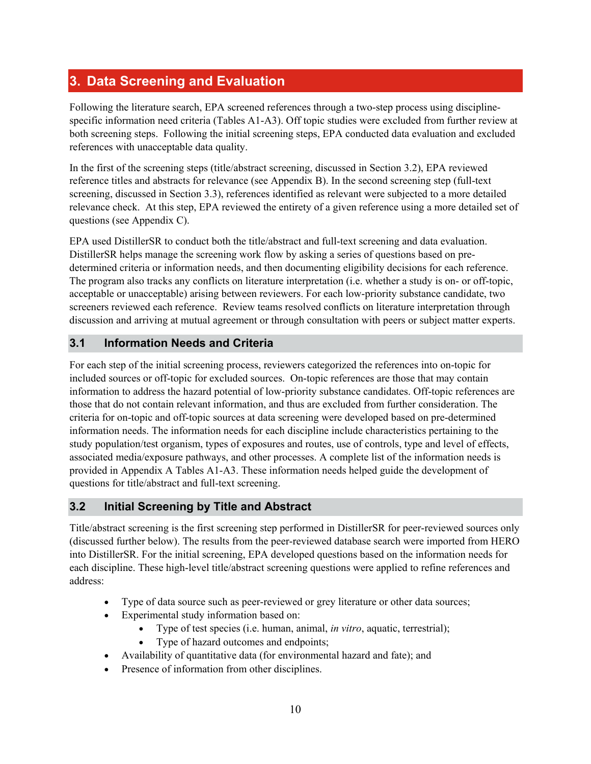## 3. Data Screening and Evaluation

Following the literature search, EPA screened references through a two-step process using discipline-specific information need criteria (Tables A1-A3). Off topic studies were excluded from further review at both screening steps. Following the initial screening steps, EPA conducted data evaluation and excluded references with unacceptable data quality.

In the first of the screening steps (title/abstract screening, discussed in Section 3.2), EPA reviewed reference titles and abstracts for relevance (see Appendix B). In the second screening step (full-text screening, discussed in Section 3.3), references identified as relevant were subjected to a more detailed relevance check. At this step, EPA reviewed the entirety of a given reference using a more detailed set of questions (see Appendix C).

EPA used DistillerSR to conduct both the title/abstract and full-text screening and data evaluation. DistillerSR helps manage the screening work flow by asking a series of questions based on pre-determined criteria or information needs, and then documenting eligibility decisions for each reference. The program also tracks any conflicts on literature interpretation (i.e. whether a study is on- or off-topic, acceptable or unacceptable) arising between reviewers. For each low-priority substance candidate, two screeners reviewed each reference. Review teams resolved conflicts on literature interpretation through discussion and arriving at mutual agreement or through consultation with peers or subject matter experts.

### 3.1 Information Needs and Criteria

For each step of the initial screening process, reviewers categorized the references into on-topic for included sources or off-topic for excluded sources. On-topic references are those that may contain information to address the hazard potential of low-priority substance candidates. Off-topic references are those that do not contain relevant information, and thus are excluded from further consideration. The criteria for on-topic and off-topic sources at data screening were developed based on pre-determined information needs. The information needs for each discipline include characteristics pertaining to the study population/test organism, types of exposures and routes, use of controls, type and level of effects, associated media/exposure pathways, and other processes. A complete list of the information needs is provided in Appendix A Tables A1-A3. These information needs helped guide the development of questions for title/abstract and full-text screening.

### 3.2 Initial Screening by Title and Abstract

Title/abstract screening is the first screening step performed in DistillerSR for peer-reviewed sources only (discussed further below). The results from the peer-reviewed database search were imported from HERO into DistillerSR. For the initial screening, EPA developed questions based on the information needs for each discipline. These high-level title/abstract screening questions were applied to refine references and address:

- Type of data source such as peer-reviewed or grey literature or other data sources;
- Experimental study information based on:
    - Type of test species (i.e. human, animal, *in vitro*, aquatic, terrestrial);
    - Type of hazard outcomes and endpoints;
- Availability of quantitative data (for environmental hazard and fate); and
- Presence of information from other disciplines.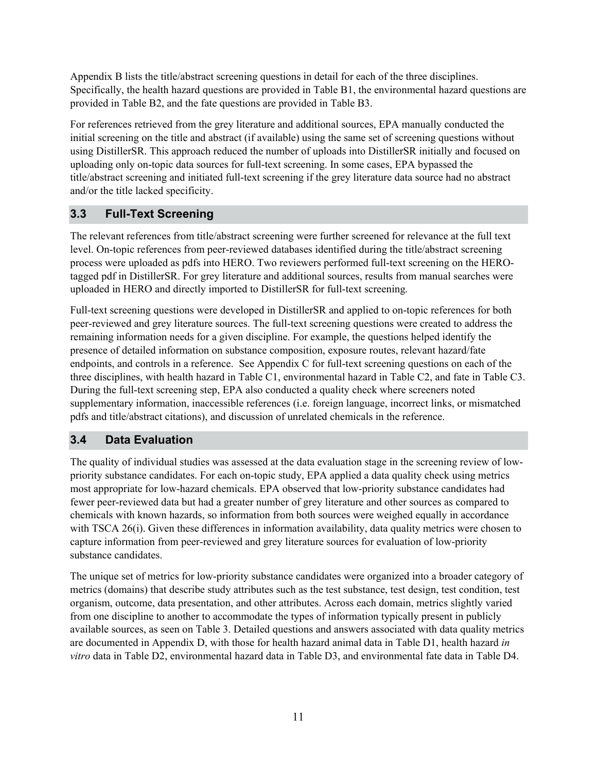Appendix B lists the title/abstract screening questions in detail for each of the three disciplines. Specifically, the health hazard questions are provided in Table B1, the environmental hazard questions are provided in Table B2, and the fate questions are provided in Table B3.

For references retrieved from the grey literature and additional sources, EPA manually conducted the initial screening on the title and abstract (if available) using the same set of screening questions without using DistillerSR. This approach reduced the number of uploads into DistillerSR initially and focused on uploading only on-topic data sources for full-text screening. In some cases, EPA bypassed the title/abstract screening and initiated full-text screening if the grey literature data source had no abstract and/or the title lacked specificity.

## 3.3 Full-Text Screening

The relevant references from title/abstract screening were further screened for relevance at the full text level. On-topic references from peer-reviewed databases identified during the title/abstract screening process were uploaded as pdfs into HERO. Two reviewers performed full-text screening on the HERO-tagged pdf in DistillerSR. For grey literature and additional sources, results from manual searches were uploaded in HERO and directly imported to DistillerSR for full-text screening.

Full-text screening questions were developed in DistillerSR and applied to on-topic references for both peer-reviewed and grey literature sources. The full-text screening questions were created to address the remaining information needs for a given discipline. For example, the questions helped identify the presence of detailed information on substance composition, exposure routes, relevant hazard/fate endpoints, and controls in a reference. See Appendix C for full-text screening questions on each of the three disciplines, with health hazard in Table C1, environmental hazard in Table C2, and fate in Table C3. During the full-text screening step, EPA also conducted a quality check where screeners noted supplementary information, inaccessible references (i.e. foreign language, incorrect links, or mismatched pdfs and title/abstract citations), and discussion of unrelated chemicals in the reference.

## 3.4 Data Evaluation

The quality of individual studies was assessed at the data evaluation stage in the screening review of low-priority substance candidates. For each on-topic study, EPA applied a data quality check using metrics most appropriate for low-hazard chemicals. EPA observed that low-priority substance candidates had fewer peer-reviewed data but had a greater number of grey literature and other sources as compared to chemicals with known hazards, so information from both sources were weighed equally in accordance with TSCA 26(i). Given these differences in information availability, data quality metrics were chosen to capture information from peer-reviewed and grey literature sources for evaluation of low-priority substance candidates.

The unique set of metrics for low-priority substance candidates were organized into a broader category of metrics (domains) that describe study attributes such as the test substance, test design, test condition, test organism, outcome, data presentation, and other attributes. Across each domain, metrics slightly varied from one discipline to another to accommodate the types of information typically present in publicly available sources, as seen on Table 3. Detailed questions and answers associated with data quality metrics are documented in Appendix D, with those for health hazard animal data in Table D1, health hazard *in vitro* data in Table D2, environmental hazard data in Table D3, and environmental fate data in Table D4.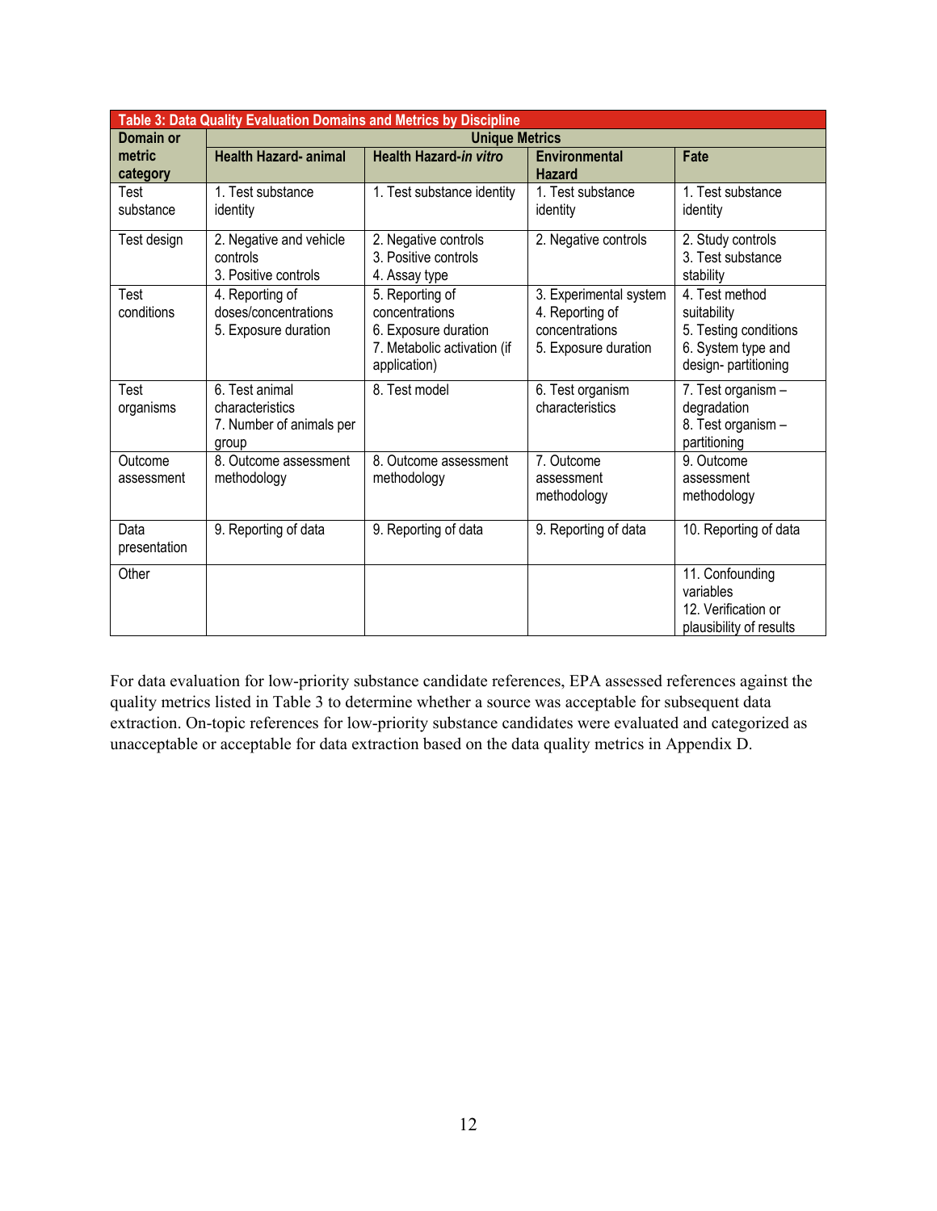**Table 3: Data Quality Evaluation Domains and Metrics by Discipline**

| Domain or metric category | Unique Metrics | | | |
|---|---|---|---|---|
| | **Health Hazard- animal** | **Health Hazard-*in vitro*** | **Environmental Hazard** | **Fate** |
| Test substance | 1. Test substance identity | 1. Test substance identity | 1. Test substance identity | 1. Test substance identity |
| Test design | 2. Negative and vehicle controls<br>3. Positive controls | 2. Negative controls<br>3. Positive controls<br>4. Assay type | 2. Negative controls | 2. Study controls<br>3. Test substance stability |
| Test conditions | 4. Reporting of doses/concentrations<br>5. Exposure duration | 5. Reporting of concentrations<br>6. Exposure duration<br>7. Metabolic activation (if application) | 3. Experimental system<br>4. Reporting of concentrations<br>5. Exposure duration | 4. Test method suitability<br>5. Testing conditions<br>6. System type and design- partitioning |
| Test organisms | 6. Test animal characteristics<br>7. Number of animals per group | 8. Test model | 6. Test organism characteristics | 7. Test organism – degradation<br>8. Test organism – partitioning |
| Outcome assessment | 8. Outcome assessment methodology | 8. Outcome assessment methodology | 7. Outcome assessment methodology | 9. Outcome assessment methodology |
| Data presentation | 9. Reporting of data | 9. Reporting of data | 9. Reporting of data | 10. Reporting of data |
| Other | | | | 11. Confounding variables<br>12. Verification or plausibility of results |

For data evaluation for low-priority substance candidate references, EPA assessed references against the quality metrics listed in Table 3 to determine whether a source was acceptable for subsequent data extraction. On-topic references for low-priority substance candidates were evaluated and categorized as unacceptable or acceptable for data extraction based on the data quality metrics in Appendix D.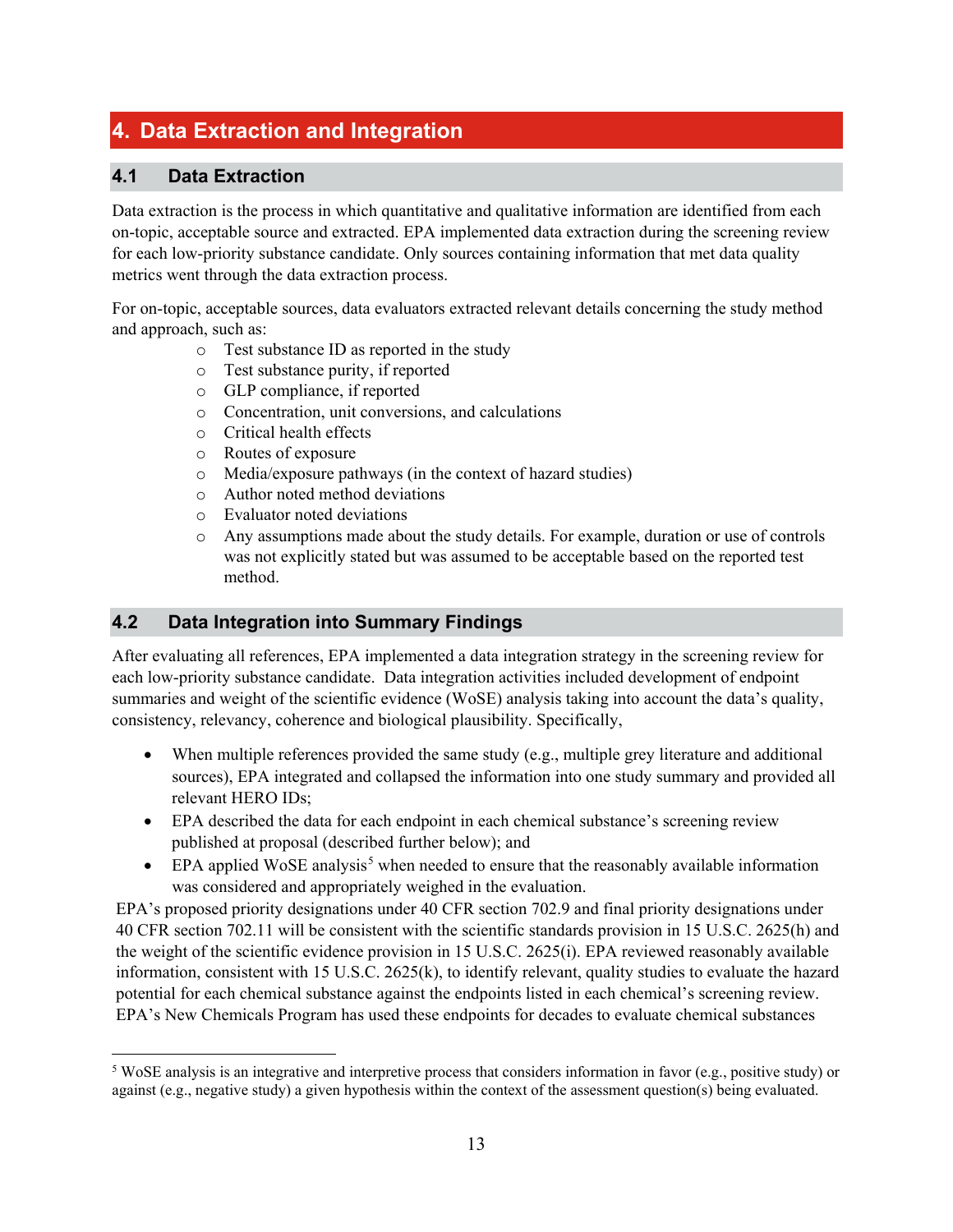# 4. Data Extraction and Integration

## 4.1 Data Extraction

Data extraction is the process in which quantitative and qualitative information are identified from each on-topic, acceptable source and extracted. EPA implemented data extraction during the screening review for each low-priority substance candidate. Only sources containing information that met data quality metrics went through the data extraction process.

For on-topic, acceptable sources, data evaluators extracted relevant details concerning the study method and approach, such as:

- Test substance ID as reported in the study
- Test substance purity, if reported
- GLP compliance, if reported
- Concentration, unit conversions, and calculations
- Critical health effects
- Routes of exposure
- Media/exposure pathways (in the context of hazard studies)
- Author noted method deviations
- Evaluator noted deviations
- Any assumptions made about the study details. For example, duration or use of controls was not explicitly stated but was assumed to be acceptable based on the reported test method.

## 4.2 Data Integration into Summary Findings

After evaluating all references, EPA implemented a data integration strategy in the screening review for each low-priority substance candidate. Data integration activities included development of endpoint summaries and weight of the scientific evidence (WoSE) analysis taking into account the data's quality, consistency, relevancy, coherence and biological plausibility. Specifically,

- When multiple references provided the same study (e.g., multiple grey literature and additional sources), EPA integrated and collapsed the information into one study summary and provided all relevant HERO IDs;
- EPA described the data for each endpoint in each chemical substance's screening review published at proposal (described further below); and
- EPA applied WoSE analysis[5] when needed to ensure that the reasonably available information was considered and appropriately weighed in the evaluation.

EPA's proposed priority designations under 40 CFR section 702.9 and final priority designations under 40 CFR section 702.11 will be consistent with the scientific standards provision in 15 U.S.C. 2625(h) and the weight of the scientific evidence provision in 15 U.S.C. 2625(i). EPA reviewed reasonably available information, consistent with 15 U.S.C. 2625(k), to identify relevant, quality studies to evaluate the hazard potential for each chemical substance against the endpoints listed in each chemical's screening review. EPA's New Chemicals Program has used these endpoints for decades to evaluate chemical substances

[5] WoSE analysis is an integrative and interpretive process that considers information in favor (e.g., positive study) or against (e.g., negative study) a given hypothesis within the context of the assessment question(s) being evaluated.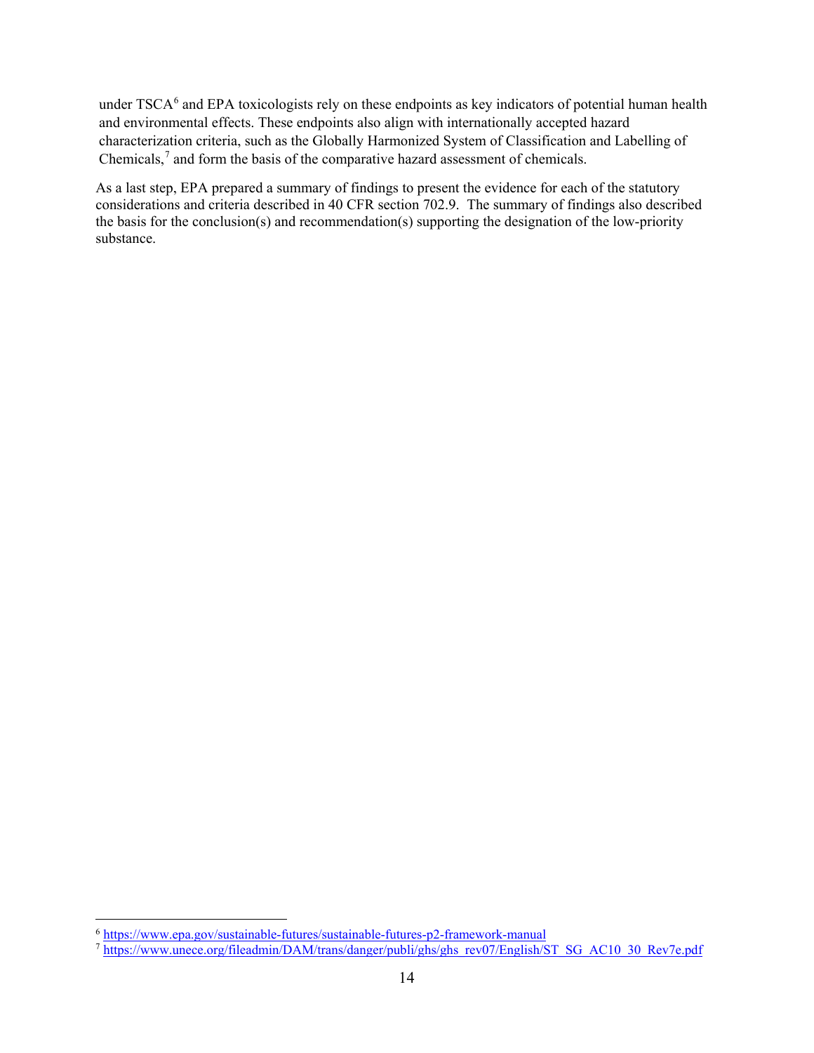under TSCA[6] and EPA toxicologists rely on these endpoints as key indicators of potential human health and environmental effects. These endpoints also align with internationally accepted hazard characterization criteria, such as the Globally Harmonized System of Classification and Labelling of Chemicals,[7] and form the basis of the comparative hazard assessment of chemicals.

As a last step, EPA prepared a summary of findings to present the evidence for each of the statutory considerations and criteria described in 40 CFR section 702.9. The summary of findings also described the basis for the conclusion(s) and recommendation(s) supporting the designation of the low-priority substance.

---

[6] https://www.epa.gov/sustainable-futures/sustainable-futures-p2-framework-manual

[7] https://www.unece.org/fileadmin/DAM/trans/danger/publi/ghs/ghs_rev07/English/ST_SG_AC10_30_Rev7e.pdf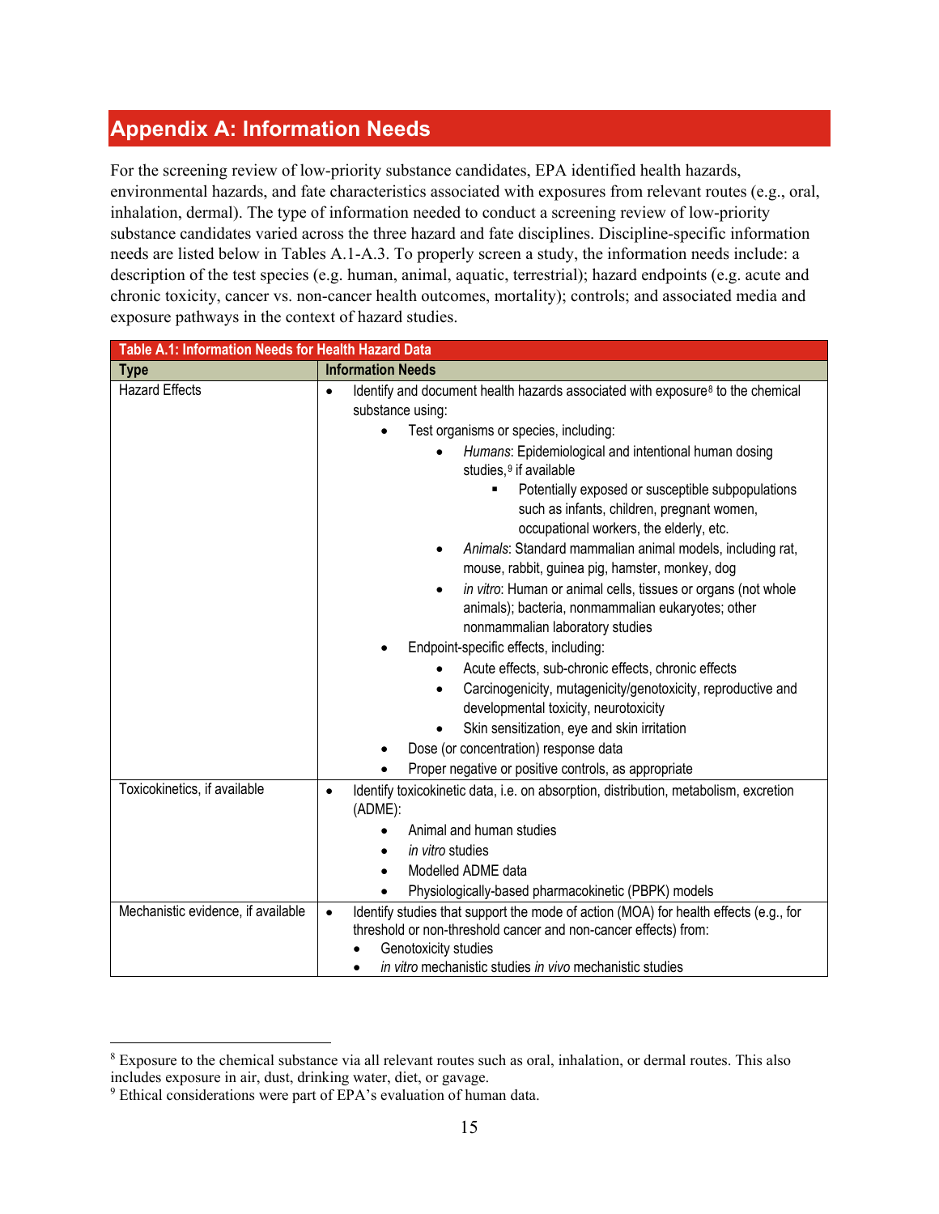# Appendix A: Information Needs

For the screening review of low-priority substance candidates, EPA identified health hazards, environmental hazards, and fate characteristics associated with exposures from relevant routes (e.g., oral, inhalation, dermal). The type of information needed to conduct a screening review of low-priority substance candidates varied across the three hazard and fate disciplines. Discipline-specific information needs are listed below in Tables A.1-A.3. To properly screen a study, the information needs include: a description of the test species (e.g. human, animal, aquatic, terrestrial); hazard endpoints (e.g. acute and chronic toxicity, cancer vs. non-cancer health outcomes, mortality); controls; and associated media and exposure pathways in the context of hazard studies.

**Table A.1: Information Needs for Health Hazard Data**

| Type | Information Needs |
|---|---|
| Hazard Effects | • Identify and document health hazards associated with exposure[8] to the chemical substance using:<br>&nbsp;&nbsp;&nbsp;&nbsp;• Test organisms or species, including:<br>&nbsp;&nbsp;&nbsp;&nbsp;&nbsp;&nbsp;&nbsp;&nbsp;• *Humans*: Epidemiological and intentional human dosing studies,[9] if available<br>&nbsp;&nbsp;&nbsp;&nbsp;&nbsp;&nbsp;&nbsp;&nbsp;&nbsp;&nbsp;&nbsp;&nbsp;▪ Potentially exposed or susceptible subpopulations such as infants, children, pregnant women, occupational workers, the elderly, etc.<br>&nbsp;&nbsp;&nbsp;&nbsp;&nbsp;&nbsp;&nbsp;&nbsp;• *Animals*: Standard mammalian animal models, including rat, mouse, rabbit, guinea pig, hamster, monkey, dog<br>&nbsp;&nbsp;&nbsp;&nbsp;&nbsp;&nbsp;&nbsp;&nbsp;• *in vitro*: Human or animal cells, tissues or organs (not whole animals); bacteria, nonmammalian eukaryotes; other nonmammalian laboratory studies<br>&nbsp;&nbsp;&nbsp;&nbsp;• Endpoint-specific effects, including:<br>&nbsp;&nbsp;&nbsp;&nbsp;&nbsp;&nbsp;&nbsp;&nbsp;• Acute effects, sub-chronic effects, chronic effects<br>&nbsp;&nbsp;&nbsp;&nbsp;&nbsp;&nbsp;&nbsp;&nbsp;• Carcinogenicity, mutagenicity/genotoxicity, reproductive and developmental toxicity, neurotoxicity<br>&nbsp;&nbsp;&nbsp;&nbsp;&nbsp;&nbsp;&nbsp;&nbsp;• Skin sensitization, eye and skin irritation<br>&nbsp;&nbsp;&nbsp;&nbsp;• Dose (or concentration) response data<br>&nbsp;&nbsp;&nbsp;&nbsp;• Proper negative or positive controls, as appropriate |
| Toxicokinetics, if available | • Identify toxicokinetic data, i.e. on absorption, distribution, metabolism, excretion (ADME):<br>&nbsp;&nbsp;&nbsp;&nbsp;• Animal and human studies<br>&nbsp;&nbsp;&nbsp;&nbsp;• *in vitro* studies<br>&nbsp;&nbsp;&nbsp;&nbsp;• Modelled ADME data<br>&nbsp;&nbsp;&nbsp;&nbsp;• Physiologically-based pharmacokinetic (PBPK) models |
| Mechanistic evidence, if available | • Identify studies that support the mode of action (MOA) for health effects (e.g., for threshold or non-threshold cancer and non-cancer effects) from:<br>• Genotoxicity studies<br>• *in vitro* mechanistic studies *in vivo* mechanistic studies |

[8] Exposure to the chemical substance via all relevant routes such as oral, inhalation, or dermal routes. This also includes exposure in air, dust, drinking water, diet, or gavage.

[9] Ethical considerations were part of EPA's evaluation of human data.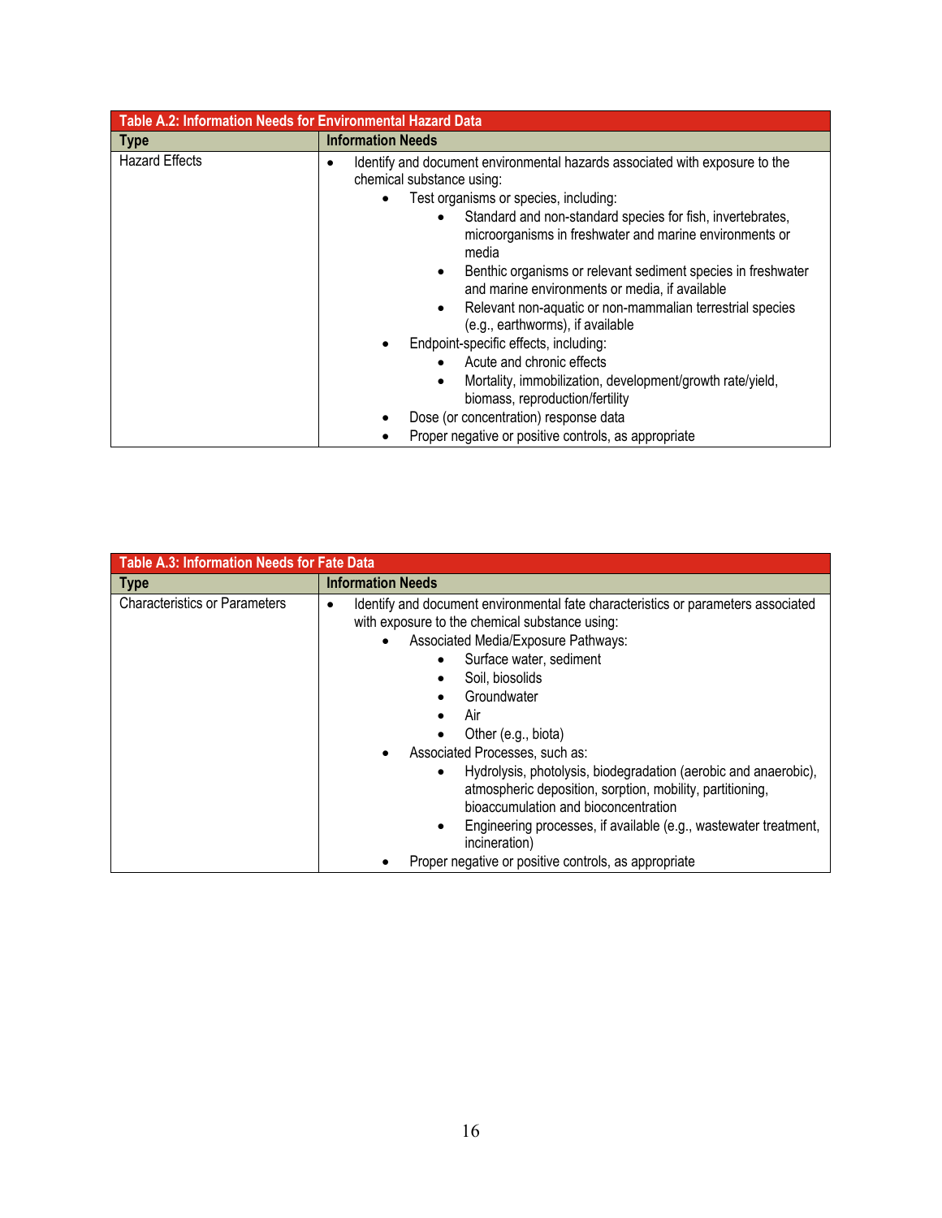| Table A.2: Information Needs for Environmental Hazard Data | |
|---|---|
| **Type** | **Information Needs** |
| Hazard Effects | • Identify and document environmental hazards associated with exposure to the chemical substance using:<br>&nbsp;&nbsp;&nbsp;&nbsp;• Test organisms or species, including:<br>&nbsp;&nbsp;&nbsp;&nbsp;&nbsp;&nbsp;&nbsp;&nbsp;• Standard and non-standard species for fish, invertebrates, microorganisms in freshwater and marine environments or media<br>&nbsp;&nbsp;&nbsp;&nbsp;&nbsp;&nbsp;&nbsp;&nbsp;• Benthic organisms or relevant sediment species in freshwater and marine environments or media, if available<br>&nbsp;&nbsp;&nbsp;&nbsp;&nbsp;&nbsp;&nbsp;&nbsp;• Relevant non-aquatic or non-mammalian terrestrial species (e.g., earthworms), if available<br>&nbsp;&nbsp;&nbsp;&nbsp;• Endpoint-specific effects, including:<br>&nbsp;&nbsp;&nbsp;&nbsp;&nbsp;&nbsp;&nbsp;&nbsp;• Acute and chronic effects<br>&nbsp;&nbsp;&nbsp;&nbsp;&nbsp;&nbsp;&nbsp;&nbsp;• Mortality, immobilization, development/growth rate/yield, biomass, reproduction/fertility<br>&nbsp;&nbsp;&nbsp;&nbsp;• Dose (or concentration) response data<br>&nbsp;&nbsp;&nbsp;&nbsp;• Proper negative or positive controls, as appropriate |

| Table A.3: Information Needs for Fate Data | |
|---|---|
| **Type** | **Information Needs** |
| Characteristics or Parameters | • Identify and document environmental fate characteristics or parameters associated with exposure to the chemical substance using:<br>&nbsp;&nbsp;&nbsp;&nbsp;• Associated Media/Exposure Pathways:<br>&nbsp;&nbsp;&nbsp;&nbsp;&nbsp;&nbsp;&nbsp;&nbsp;• Surface water, sediment<br>&nbsp;&nbsp;&nbsp;&nbsp;&nbsp;&nbsp;&nbsp;&nbsp;• Soil, biosolids<br>&nbsp;&nbsp;&nbsp;&nbsp;&nbsp;&nbsp;&nbsp;&nbsp;• Groundwater<br>&nbsp;&nbsp;&nbsp;&nbsp;&nbsp;&nbsp;&nbsp;&nbsp;• Air<br>&nbsp;&nbsp;&nbsp;&nbsp;&nbsp;&nbsp;&nbsp;&nbsp;• Other (e.g., biota)<br>&nbsp;&nbsp;&nbsp;&nbsp;• Associated Processes, such as:<br>&nbsp;&nbsp;&nbsp;&nbsp;&nbsp;&nbsp;&nbsp;&nbsp;• Hydrolysis, photolysis, biodegradation (aerobic and anaerobic), atmospheric deposition, sorption, mobility, partitioning, bioaccumulation and bioconcentration<br>&nbsp;&nbsp;&nbsp;&nbsp;&nbsp;&nbsp;&nbsp;&nbsp;• Engineering processes, if available (e.g., wastewater treatment, incineration)<br>&nbsp;&nbsp;&nbsp;&nbsp;• Proper negative or positive controls, as appropriate |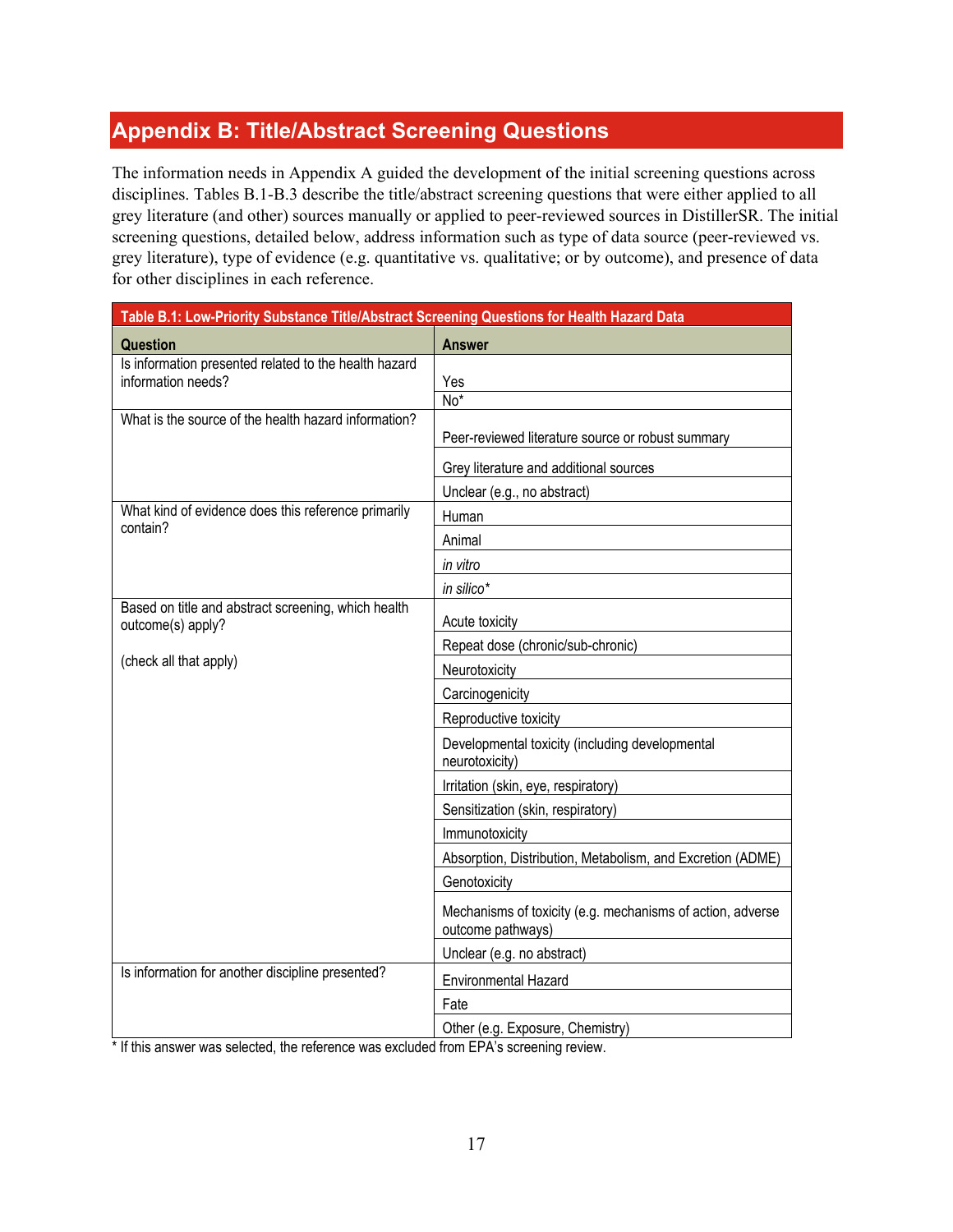# Appendix B: Title/Abstract Screening Questions

The information needs in Appendix A guided the development of the initial screening questions across disciplines. Tables B.1-B.3 describe the title/abstract screening questions that were either applied to all grey literature (and other) sources manually or applied to peer-reviewed sources in DistillerSR. The initial screening questions, detailed below, address information such as type of data source (peer-reviewed vs. grey literature), type of evidence (e.g. quantitative vs. qualitative; or by outcome), and presence of data for other disciplines in each reference.

**Table B.1: Low-Priority Substance Title/Abstract Screening Questions for Health Hazard Data**

| Question | Answer |
|---|---|
| Is information presented related to the health hazard information needs? | Yes |
| | No* |
| What is the source of the health hazard information? | Peer-reviewed literature source or robust summary |
| | Grey literature and additional sources |
| | Unclear (e.g., no abstract) |
| What kind of evidence does this reference primarily contain? | Human |
| | Animal |
| | *in vitro* |
| | *in silico** |
| Based on title and abstract screening, which health outcome(s) apply? (check all that apply) | Acute toxicity |
| | Repeat dose (chronic/sub-chronic) |
| | Neurotoxicity |
| | Carcinogenicity |
| | Reproductive toxicity |
| | Developmental toxicity (including developmental neurotoxicity) |
| | Irritation (skin, eye, respiratory) |
| | Sensitization (skin, respiratory) |
| | Immunotoxicity |
| | Absorption, Distribution, Metabolism, and Excretion (ADME) |
| | Genotoxicity |
| | Mechanisms of toxicity (e.g. mechanisms of action, adverse outcome pathways) |
| | Unclear (e.g. no abstract) |
| Is information for another discipline presented? | Environmental Hazard |
| | Fate |
| | Other (e.g. Exposure, Chemistry) |

* If this answer was selected, the reference was excluded from EPA's screening review.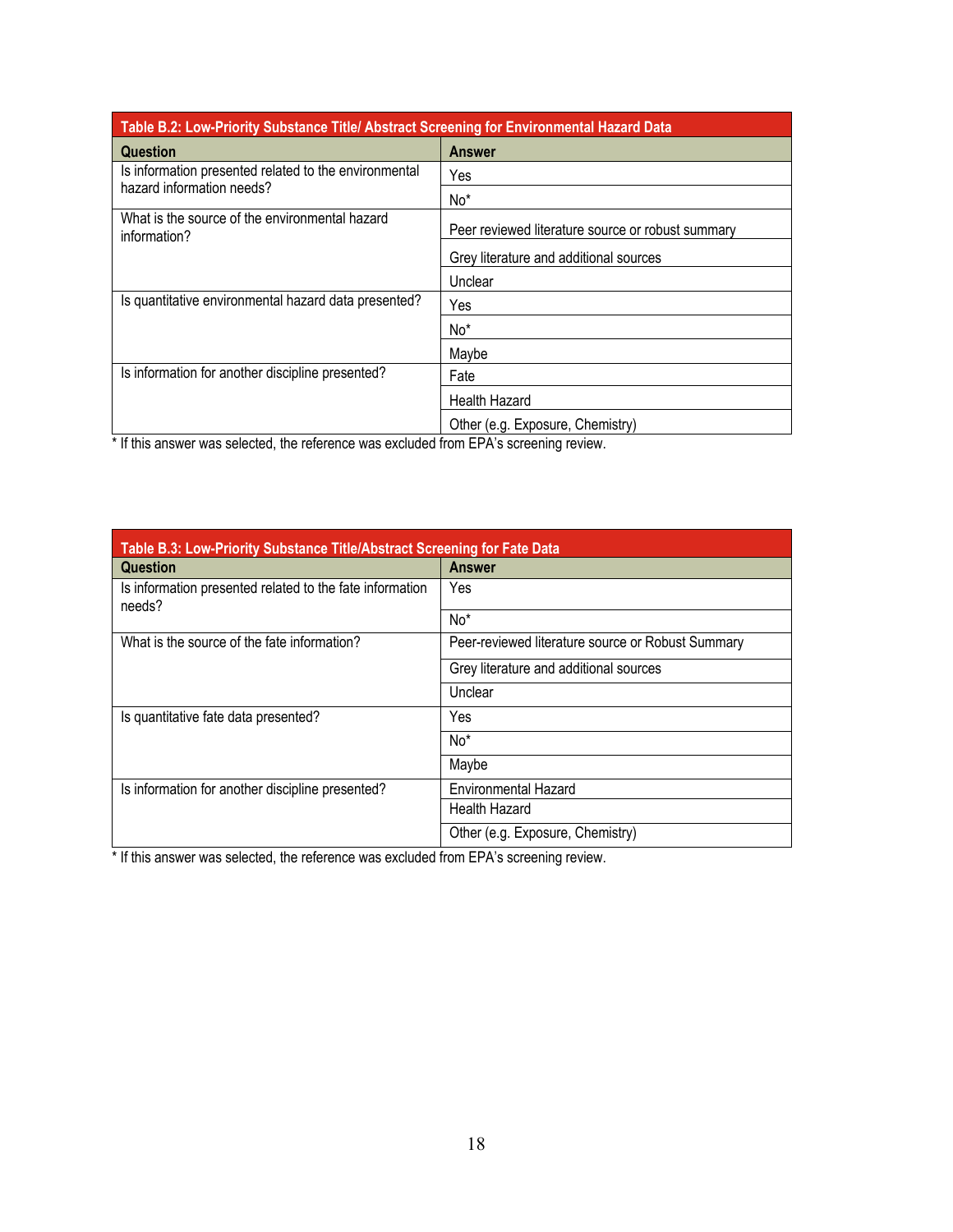| Table B.2: Low-Priority Substance Title/ Abstract Screening for Environmental Hazard Data | |
|---|---|
| **Question** | **Answer** |
| Is information presented related to the environmental hazard information needs? | Yes |
| | No* |
| What is the source of the environmental hazard information? | Peer reviewed literature source or robust summary |
| | Grey literature and additional sources |
| | Unclear |
| Is quantitative environmental hazard data presented? | Yes |
| | No* |
| | Maybe |
| Is information for another discipline presented? | Fate |
| | Health Hazard |
| | Other (e.g. Exposure, Chemistry) |

* If this answer was selected, the reference was excluded from EPA's screening review.

| Table B.3: Low-Priority Substance Title/Abstract Screening for Fate Data | |
|---|---|
| **Question** | **Answer** |
| Is information presented related to the fate information needs? | Yes |
| | No* |
| What is the source of the fate information? | Peer-reviewed literature source or Robust Summary |
| | Grey literature and additional sources |
| | Unclear |
| Is quantitative fate data presented? | Yes |
| | No* |
| | Maybe |
| Is information for another discipline presented? | Environmental Hazard |
| | Health Hazard |
| | Other (e.g. Exposure, Chemistry) |

* If this answer was selected, the reference was excluded from EPA's screening review.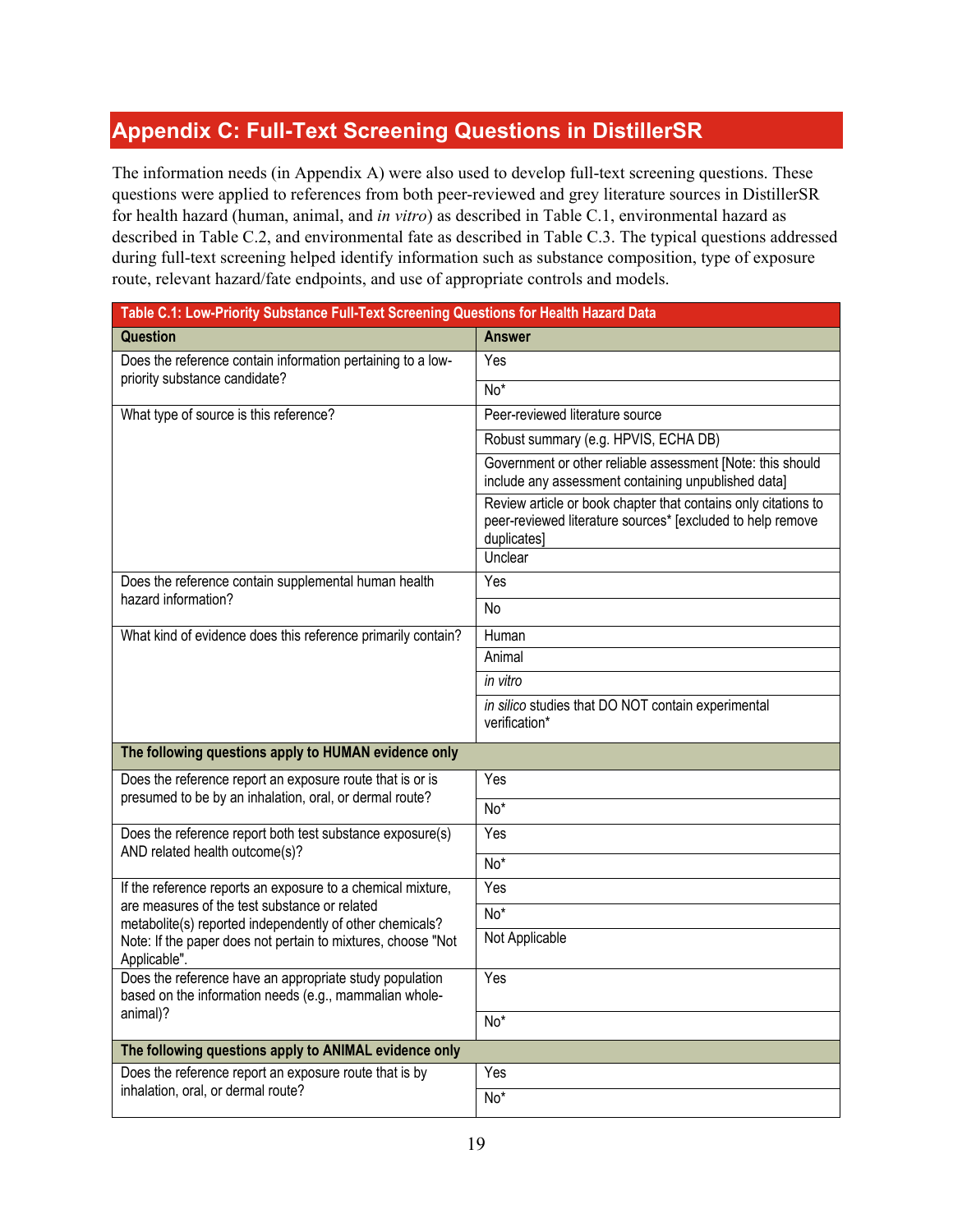## Appendix C: Full-Text Screening Questions in DistillerSR

The information needs (in Appendix A) were also used to develop full-text screening questions. These questions were applied to references from both peer-reviewed and grey literature sources in DistillerSR for health hazard (human, animal, and *in vitro*) as described in Table C.1, environmental hazard as described in Table C.2, and environmental fate as described in Table C.3. The typical questions addressed during full-text screening helped identify information such as substance composition, type of exposure route, relevant hazard/fate endpoints, and use of appropriate controls and models.

| Table C.1: Low-Priority Substance Full-Text Screening Questions for Health Hazard Data | |
|---|---|
| **Question** | **Answer** |
| Does the reference contain information pertaining to a low-priority substance candidate? | Yes |
| | No* |
| What type of source is this reference? | Peer-reviewed literature source |
| | Robust summary (e.g. HPVIS, ECHA DB) |
| | Government or other reliable assessment [Note: this should include any assessment containing unpublished data] |
| | Review article or book chapter that contains only citations to peer-reviewed literature sources* [excluded to help remove duplicates] |
| | Unclear |
| Does the reference contain supplemental human health hazard information? | Yes |
| | No |
| What kind of evidence does this reference primarily contain? | Human |
| | Animal |
| | *in vitro* |
| | *in silico* studies that DO NOT contain experimental verification* |
| **The following questions apply to HUMAN evidence only** | |
| Does the reference report an exposure route that is or is presumed to be by an inhalation, oral, or dermal route? | Yes |
| | No* |
| Does the reference report both test substance exposure(s) AND related health outcome(s)? | Yes |
| | No* |
| If the reference reports an exposure to a chemical mixture, are measures of the test substance or related metabolite(s) reported independently of other chemicals? Note: If the paper does not pertain to mixtures, choose "Not Applicable". | Yes |
| | No* |
| | Not Applicable |
| Does the reference have an appropriate study population based on the information needs (e.g., mammalian whole-animal)? | Yes |
| | No* |
| **The following questions apply to ANIMAL evidence only** | |
| Does the reference report an exposure route that is by inhalation, oral, or dermal route? | Yes |
| | No* |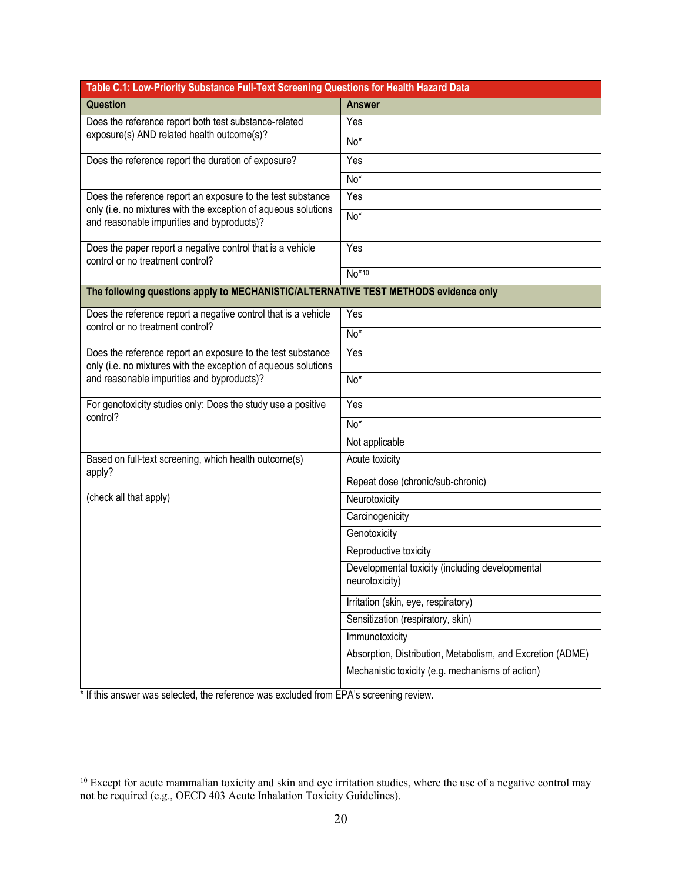| Table C.1: Low-Priority Substance Full-Text Screening Questions for Health Hazard Data | |
|---|---|
| **Question** | **Answer** |
| Does the reference report both test substance-related exposure(s) AND related health outcome(s)? | Yes |
| | No* |
| Does the reference report the duration of exposure? | Yes |
| | No* |
| Does the reference report an exposure to the test substance only (i.e. no mixtures with the exception of aqueous solutions and reasonable impurities and byproducts)? | Yes |
| | No* |
| Does the paper report a negative control that is a vehicle control or no treatment control? | Yes |
| | No*[10] |
| **The following questions apply to MECHANISTIC/ALTERNATIVE TEST METHODS evidence only** | |
| Does the reference report a negative control that is a vehicle control or no treatment control? | Yes |
| | No* |
| Does the reference report an exposure to the test substance only (i.e. no mixtures with the exception of aqueous solutions and reasonable impurities and byproducts)? | Yes |
| | No* |
| For genotoxicity studies only: Does the study use a positive control? | Yes |
| | No* |
| | Not applicable |
| Based on full-text screening, which health outcome(s) apply? (check all that apply) | Acute toxicity |
| | Repeat dose (chronic/sub-chronic) |
| | Neurotoxicity |
| | Carcinogenicity |
| | Genotoxicity |
| | Reproductive toxicity |
| | Developmental toxicity (including developmental neurotoxicity) |
| | Irritation (skin, eye, respiratory) |
| | Sensitization (respiratory, skin) |
| | Immunotoxicity |
| | Absorption, Distribution, Metabolism, and Excretion (ADME) |
| | Mechanistic toxicity (e.g. mechanisms of action) |

* If this answer was selected, the reference was excluded from EPA's screening review.

[10] Except for acute mammalian toxicity and skin and eye irritation studies, where the use of a negative control may not be required (e.g., OECD 403 Acute Inhalation Toxicity Guidelines).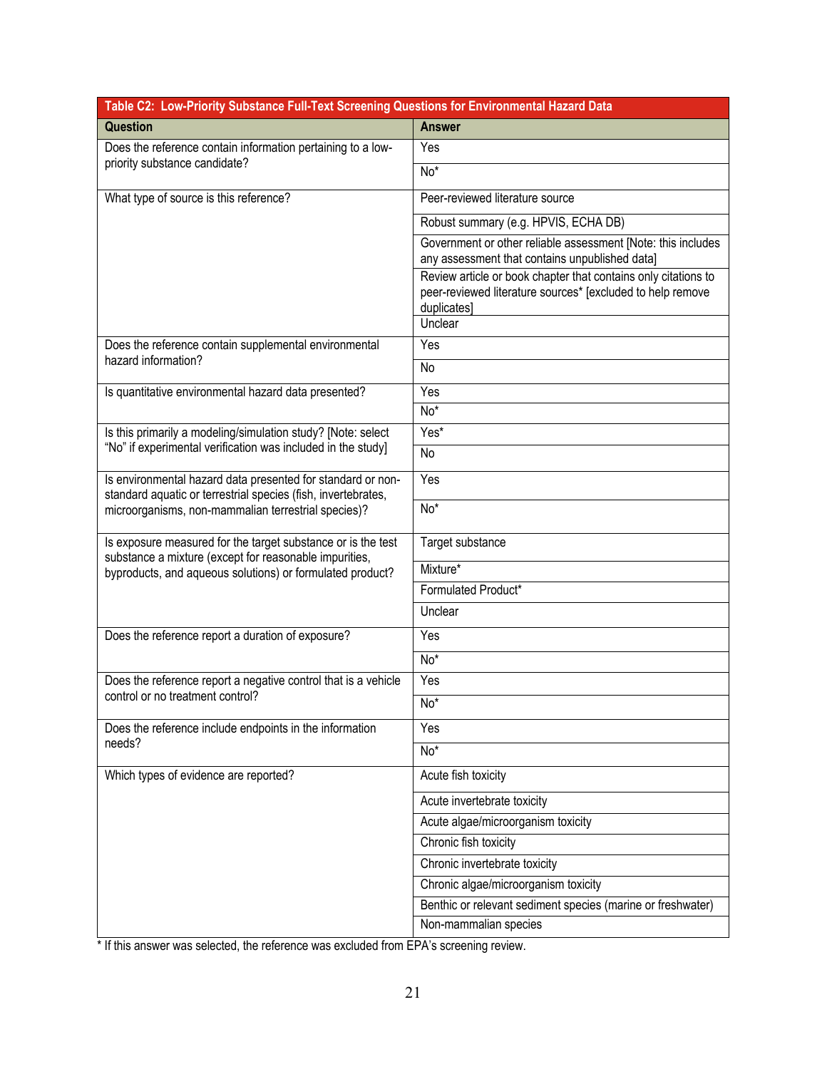| Table C2: Low-Priority Substance Full-Text Screening Questions for Environmental Hazard Data | |
|---|---|
| **Question** | **Answer** |
| Does the reference contain information pertaining to a low-priority substance candidate? | Yes |
| | No* |
| What type of source is this reference? | Peer-reviewed literature source |
| | Robust summary (e.g. HPVIS, ECHA DB) |
| | Government or other reliable assessment [Note: this includes any assessment that contains unpublished data] |
| | Review article or book chapter that contains only citations to peer-reviewed literature sources* [excluded to help remove duplicates] |
| | Unclear |
| Does the reference contain supplemental environmental hazard information? | Yes |
| | No |
| Is quantitative environmental hazard data presented? | Yes |
| | No* |
| Is this primarily a modeling/simulation study? [Note: select "No" if experimental verification was included in the study] | Yes* |
| | No |
| Is environmental hazard data presented for standard or non-standard aquatic or terrestrial species (fish, invertebrates, microorganisms, non-mammalian terrestrial species)? | Yes |
| | No* |
| Is exposure measured for the target substance or is the test substance a mixture (except for reasonable impurities, byproducts, and aqueous solutions) or formulated product? | Target substance |
| | Mixture* |
| | Formulated Product* |
| | Unclear |
| Does the reference report a duration of exposure? | Yes |
| | No* |
| Does the reference report a negative control that is a vehicle control or no treatment control? | Yes |
| | No* |
| Does the reference include endpoints in the information needs? | Yes |
| | No* |
| Which types of evidence are reported? | Acute fish toxicity |
| | Acute invertebrate toxicity |
| | Acute algae/microorganism toxicity |
| | Chronic fish toxicity |
| | Chronic invertebrate toxicity |
| | Chronic algae/microorganism toxicity |
| | Benthic or relevant sediment species (marine or freshwater) |
| | Non-mammalian species |

* If this answer was selected, the reference was excluded from EPA's screening review.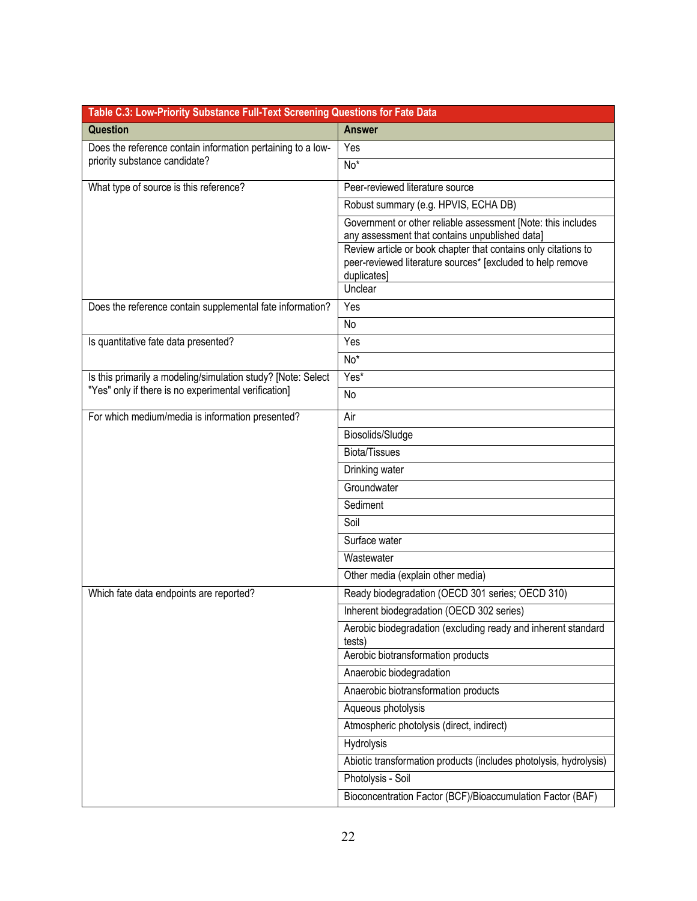| Table C.3: Low-Priority Substance Full-Text Screening Questions for Fate Data | |
|---|---|
| **Question** | **Answer** |
| Does the reference contain information pertaining to a low-priority substance candidate? | Yes |
| | No* |
| What type of source is this reference? | Peer-reviewed literature source |
| | Robust summary (e.g. HPVIS, ECHA DB) |
| | Government or other reliable assessment [Note: this includes any assessment that contains unpublished data] |
| | Review article or book chapter that contains only citations to peer-reviewed literature sources* [excluded to help remove duplicates] |
| | Unclear |
| Does the reference contain supplemental fate information? | Yes |
| | No |
| Is quantitative fate data presented? | Yes |
| | No* |
| Is this primarily a modeling/simulation study? [Note: Select "Yes" only if there is no experimental verification] | Yes* |
| | No |
| For which medium/media is information presented? | Air |
| | Biosolids/Sludge |
| | Biota/Tissues |
| | Drinking water |
| | Groundwater |
| | Sediment |
| | Soil |
| | Surface water |
| | Wastewater |
| | Other media (explain other media) |
| Which fate data endpoints are reported? | Ready biodegradation (OECD 301 series; OECD 310) |
| | Inherent biodegradation (OECD 302 series) |
| | Aerobic biodegradation (excluding ready and inherent standard tests) |
| | Aerobic biotransformation products |
| | Anaerobic biodegradation |
| | Anaerobic biotransformation products |
| | Aqueous photolysis |
| | Atmospheric photolysis (direct, indirect) |
| | Hydrolysis |
| | Abiotic transformation products (includes photolysis, hydrolysis) |
| | Photolysis - Soil |
| | Bioconcentration Factor (BCF)/Bioaccumulation Factor (BAF) |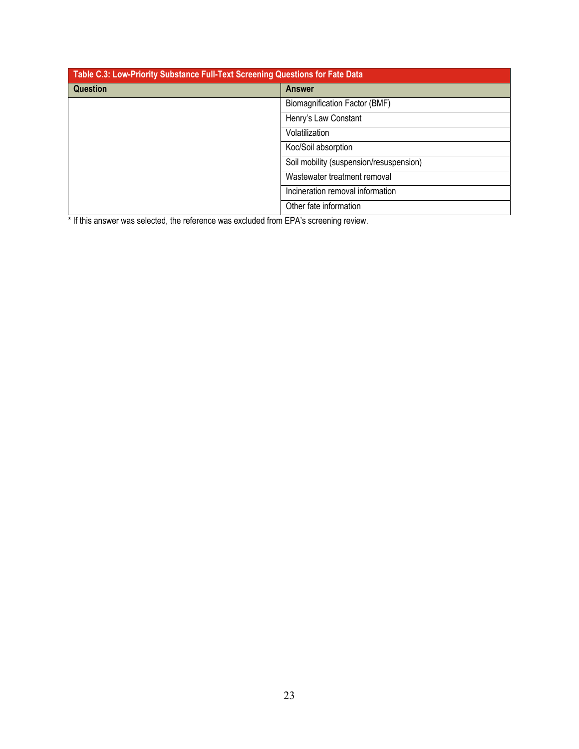| Table C.3: Low-Priority Substance Full-Text Screening Questions for Fate Data | |
|---|---|
| **Question** | **Answer** |
| | Biomagnification Factor (BMF) |
| | Henry's Law Constant |
| | Volatilization |
| | Koc/Soil absorption |
| | Soil mobility (suspension/resuspension) |
| | Wastewater treatment removal |
| | Incineration removal information |
| | Other fate information |

* If this answer was selected, the reference was excluded from EPA's screening review.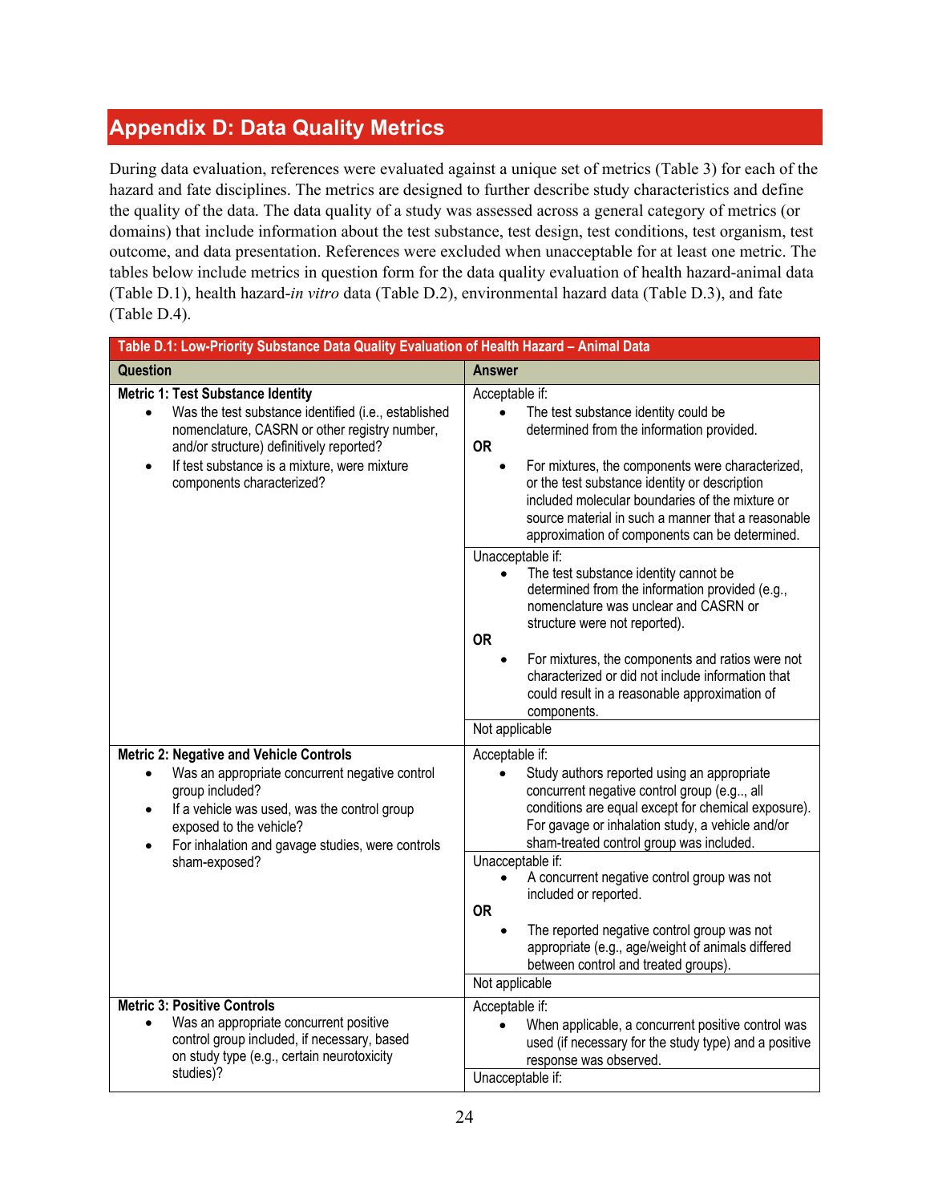# Appendix D: Data Quality Metrics

During data evaluation, references were evaluated against a unique set of metrics (Table 3) for each of the hazard and fate disciplines. The metrics are designed to further describe study characteristics and define the quality of the data. The data quality of a study was assessed across a general category of metrics (or domains) that include information about the test substance, test design, test conditions, test organism, test outcome, and data presentation. References were excluded when unacceptable for at least one metric. The tables below include metrics in question form for the data quality evaluation of health hazard-animal data (Table D.1), health hazard-*in vitro* data (Table D.2), environmental hazard data (Table D.3), and fate (Table D.4).

**Table D.1: Low-Priority Substance Data Quality Evaluation of Health Hazard – Animal Data**

| Question | Answer |
|---|---|
| **Metric 1: Test Substance Identity**<br>• Was the test substance identified (i.e., established nomenclature, CASRN or other registry number, and/or structure) definitively reported?<br>• If test substance is a mixture, were mixture components characterized? | Acceptable if:<br>• The test substance identity could be determined from the information provided.<br>**OR**<br>• For mixtures, the components were characterized, or the test substance identity or description included molecular boundaries of the mixture or source material in such a manner that a reasonable approximation of components can be determined. |
| | Unacceptable if:<br>• The test substance identity cannot be determined from the information provided (e.g., nomenclature was unclear and CASRN or structure were not reported).<br>**OR**<br>• For mixtures, the components and ratios were not characterized or did not include information that could result in a reasonable approximation of components. |
| | Not applicable |
| **Metric 2: Negative and Vehicle Controls**<br>• Was an appropriate concurrent negative control group included?<br>• If a vehicle was used, was the control group exposed to the vehicle?<br>• For inhalation and gavage studies, were controls sham-exposed? | Acceptable if:<br>• Study authors reported using an appropriate concurrent negative control group (e.g.., all conditions are equal except for chemical exposure). For gavage or inhalation study, a vehicle and/or sham-treated control group was included. |
| | Unacceptable if:<br>• A concurrent negative control group was not included or reported.<br>**OR**<br>• The reported negative control group was not appropriate (e.g., age/weight of animals differed between control and treated groups). |
| | Not applicable |
| **Metric 3: Positive Controls**<br>• Was an appropriate concurrent positive control group included, if necessary, based on study type (e.g., certain neurotoxicity studies)? | Acceptable if:<br>• When applicable, a concurrent positive control was used (if necessary for the study type) and a positive response was observed. |
| | Unacceptable if: |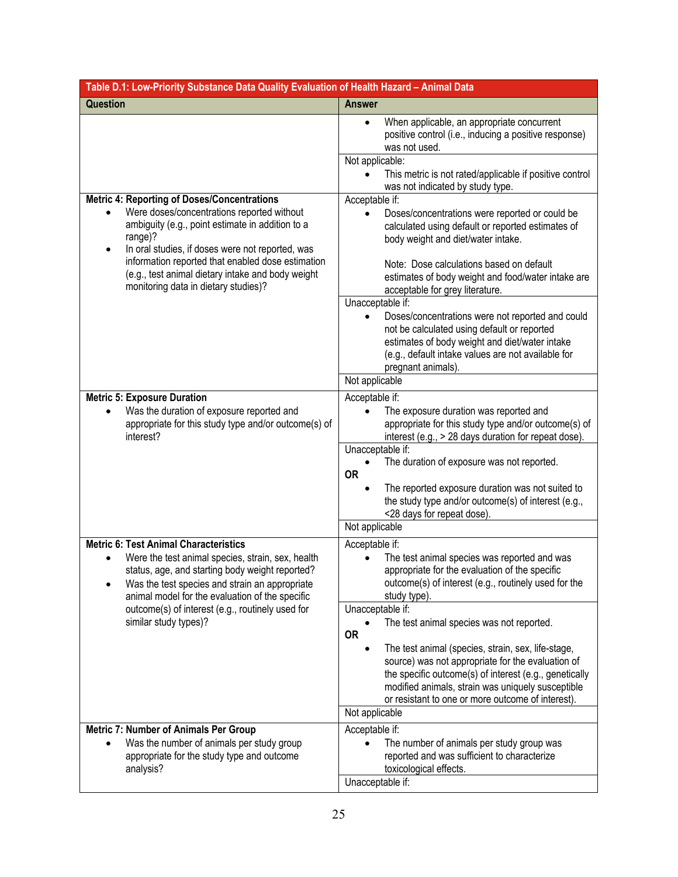| Table D.1: Low-Priority Substance Data Quality Evaluation of Health Hazard – Animal Data | |
|---|---|
| **Question** | **Answer** |
| | • When applicable, an appropriate concurrent positive control (i.e., inducing a positive response) was not used. |
| | Not applicable:<br>• This metric is not rated/applicable if positive control was not indicated by study type. |
| **Metric 4: Reporting of Doses/Concentrations**<br>• Were doses/concentrations reported without ambiguity (e.g., point estimate in addition to a range)?<br>• In oral studies, if doses were not reported, was information reported that enabled dose estimation (e.g., test animal dietary intake and body weight monitoring data in dietary studies)? | Acceptable if:<br>• Doses/concentrations were reported or could be calculated using default or reported estimates of body weight and diet/water intake.<br><br>Note: Dose calculations based on default estimates of body weight and food/water intake are acceptable for grey literature. |
| | Unacceptable if:<br>• Doses/concentrations were not reported and could not be calculated using default or reported estimates of body weight and diet/water intake (e.g., default intake values are not available for pregnant animals). |
| | Not applicable |
| **Metric 5: Exposure Duration**<br>• Was the duration of exposure reported and appropriate for this study type and/or outcome(s) of interest? | Acceptable if:<br>• The exposure duration was reported and appropriate for this study type and/or outcome(s) of interest (e.g., > 28 days duration for repeat dose). |
| | Unacceptable if:<br>• The duration of exposure was not reported.<br>**OR**<br>• The reported exposure duration was not suited to the study type and/or outcome(s) of interest (e.g., <28 days for repeat dose). |
| | Not applicable |
| **Metric 6: Test Animal Characteristics**<br>• Were the test animal species, strain, sex, health status, age, and starting body weight reported?<br>• Was the test species and strain an appropriate animal model for the evaluation of the specific outcome(s) of interest (e.g., routinely used for similar study types)? | Acceptable if:<br>• The test animal species was reported and was appropriate for the evaluation of the specific outcome(s) of interest (e.g., routinely used for the study type). |
| | Unacceptable if:<br>• The test animal species was not reported.<br>**OR**<br>• The test animal (species, strain, sex, life-stage, source) was not appropriate for the evaluation of the specific outcome(s) of interest (e.g., genetically modified animals, strain was uniquely susceptible or resistant to one or more outcome of interest). |
| | Not applicable |
| **Metric 7: Number of Animals Per Group**<br>• Was the number of animals per study group appropriate for the study type and outcome analysis? | Acceptable if:<br>• The number of animals per study group was reported and was sufficient to characterize toxicological effects. |
| | Unacceptable if: |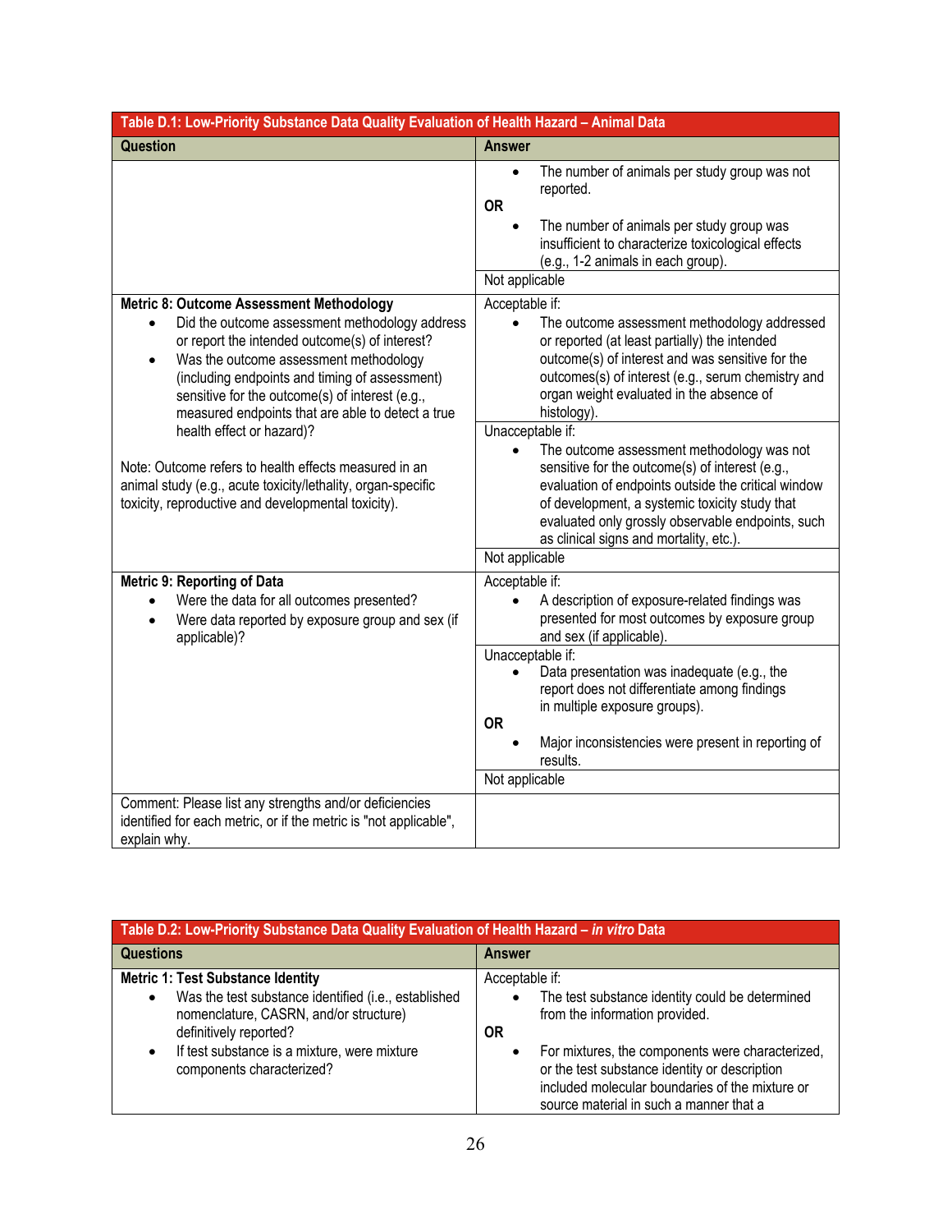| Table D.1: Low-Priority Substance Data Quality Evaluation of Health Hazard – Animal Data | |
|---|---|
| **Question** | **Answer** |
| | • The number of animals per study group was not reported.<br>**OR**<br>• The number of animals per study group was insufficient to characterize toxicological effects (e.g., 1-2 animals in each group). |
| | Not applicable |
| **Metric 8: Outcome Assessment Methodology**<br>• Did the outcome assessment methodology address or report the intended outcome(s) of interest?<br>• Was the outcome assessment methodology (including endpoints and timing of assessment) sensitive for the outcome(s) of interest (e.g., measured endpoints that are able to detect a true health effect or hazard)?<br><br>Note: Outcome refers to health effects measured in an animal study (e.g., acute toxicity/lethality, organ-specific toxicity, reproductive and developmental toxicity). | Acceptable if:<br>• The outcome assessment methodology addressed or reported (at least partially) the intended outcome(s) of interest and was sensitive for the outcomes(s) of interest (e.g., serum chemistry and organ weight evaluated in the absence of histology). |
| | Unacceptable if:<br>• The outcome assessment methodology was not sensitive for the outcome(s) of interest (e.g., evaluation of endpoints outside the critical window of development, a systemic toxicity study that evaluated only grossly observable endpoints, such as clinical signs and mortality, etc.). |
| | Not applicable |
| **Metric 9: Reporting of Data**<br>• Were the data for all outcomes presented?<br>• Were data reported by exposure group and sex (if applicable)? | Acceptable if:<br>• A description of exposure-related findings was presented for most outcomes by exposure group and sex (if applicable). |
| | Unacceptable if:<br>• Data presentation was inadequate (e.g., the report does not differentiate among findings in multiple exposure groups).<br>**OR**<br>• Major inconsistencies were present in reporting of results. |
| | Not applicable |
| Comment: Please list any strengths and/or deficiencies identified for each metric, or if the metric is "not applicable", explain why. | |

| Table D.2: Low-Priority Substance Data Quality Evaluation of Health Hazard – *in vitro* Data | |
|---|---|
| **Questions** | **Answer** |
| **Metric 1: Test Substance Identity**<br>• Was the test substance identified (i.e., established nomenclature, CASRN, and/or structure) definitively reported?<br>• If test substance is a mixture, were mixture components characterized? | Acceptable if:<br>• The test substance identity could be determined from the information provided.<br>**OR**<br>• For mixtures, the components were characterized, or the test substance identity or description included molecular boundaries of the mixture or source material in such a manner that a |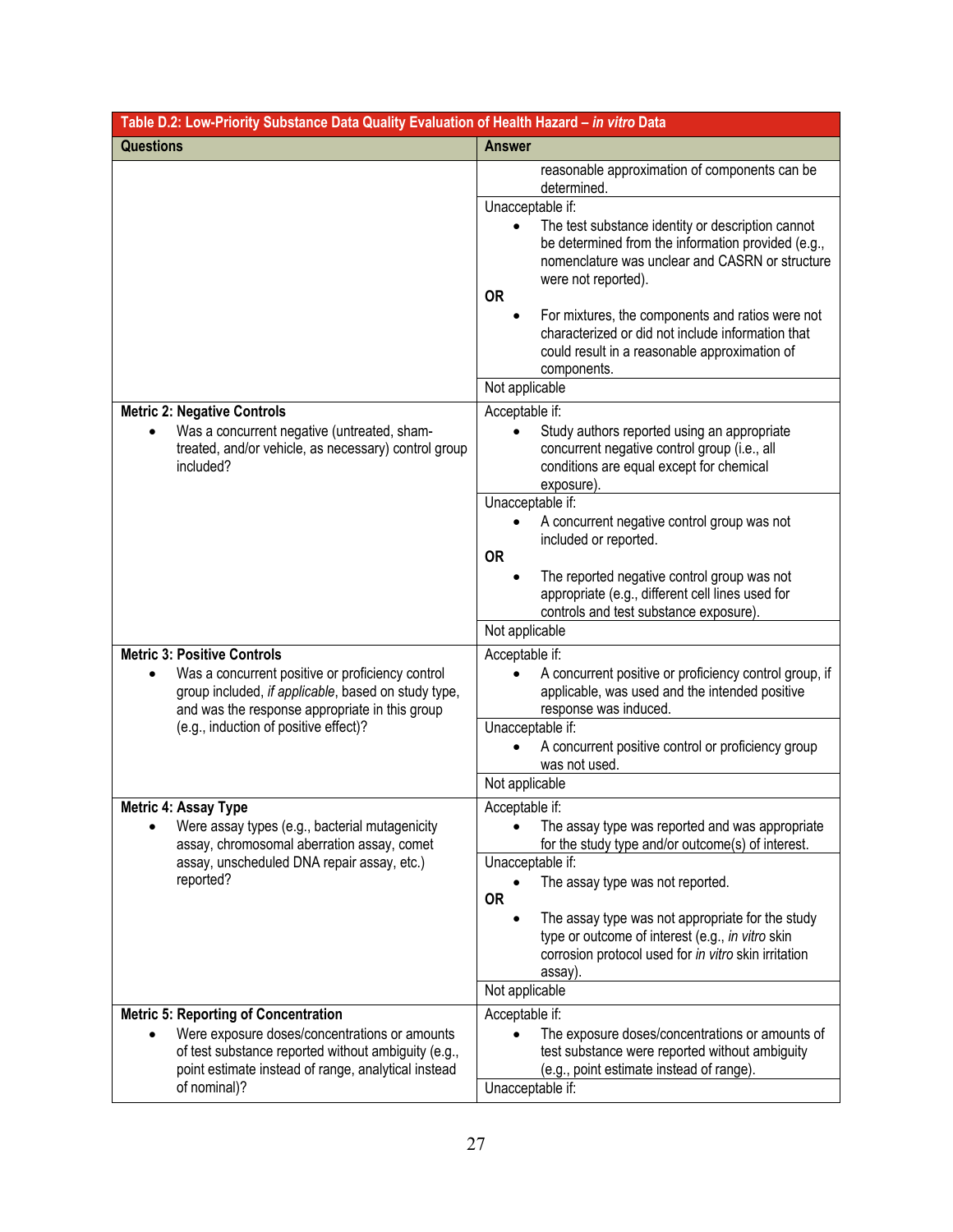| Table D.2: Low-Priority Substance Data Quality Evaluation of Health Hazard – *in vitro* Data | |
|---|---|
| **Questions** | **Answer** |
| | reasonable approximation of components can be determined. |
| | Unacceptable if:<br>• The test substance identity or description cannot be determined from the information provided (e.g., nomenclature was unclear and CASRN or structure were not reported).<br>**OR**<br>• For mixtures, the components and ratios were not characterized or did not include information that could result in a reasonable approximation of components. |
| | Not applicable |
| **Metric 2: Negative Controls**<br>• Was a concurrent negative (untreated, sham-treated, and/or vehicle, as necessary) control group included? | Acceptable if:<br>• Study authors reported using an appropriate concurrent negative control group (i.e., all conditions are equal except for chemical exposure). |
| | Unacceptable if:<br>• A concurrent negative control group was not included or reported.<br>**OR**<br>• The reported negative control group was not appropriate (e.g., different cell lines used for controls and test substance exposure). |
| | Not applicable |
| **Metric 3: Positive Controls**<br>• Was a concurrent positive or proficiency control group included, *if applicable*, based on study type, and was the response appropriate in this group (e.g., induction of positive effect)? | Acceptable if:<br>• A concurrent positive or proficiency control group, if applicable, was used and the intended positive response was induced. |
| | Unacceptable if:<br>• A concurrent positive control or proficiency group was not used. |
| | Not applicable |
| **Metric 4: Assay Type**<br>• Were assay types (e.g., bacterial mutagenicity assay, chromosomal aberration assay, comet assay, unscheduled DNA repair assay, etc.) reported? | Acceptable if:<br>• The assay type was reported and was appropriate for the study type and/or outcome(s) of interest. |
| | Unacceptable if:<br>• The assay type was not reported.<br>**OR**<br>• The assay type was not appropriate for the study type or outcome of interest (e.g., *in vitro* skin corrosion protocol used for *in vitro* skin irritation assay). |
| | Not applicable |
| **Metric 5: Reporting of Concentration**<br>• Were exposure doses/concentrations or amounts of test substance reported without ambiguity (e.g., point estimate instead of range, analytical instead of nominal)? | Acceptable if:<br>• The exposure doses/concentrations or amounts of test substance were reported without ambiguity (e.g., point estimate instead of range). |
| | Unacceptable if: |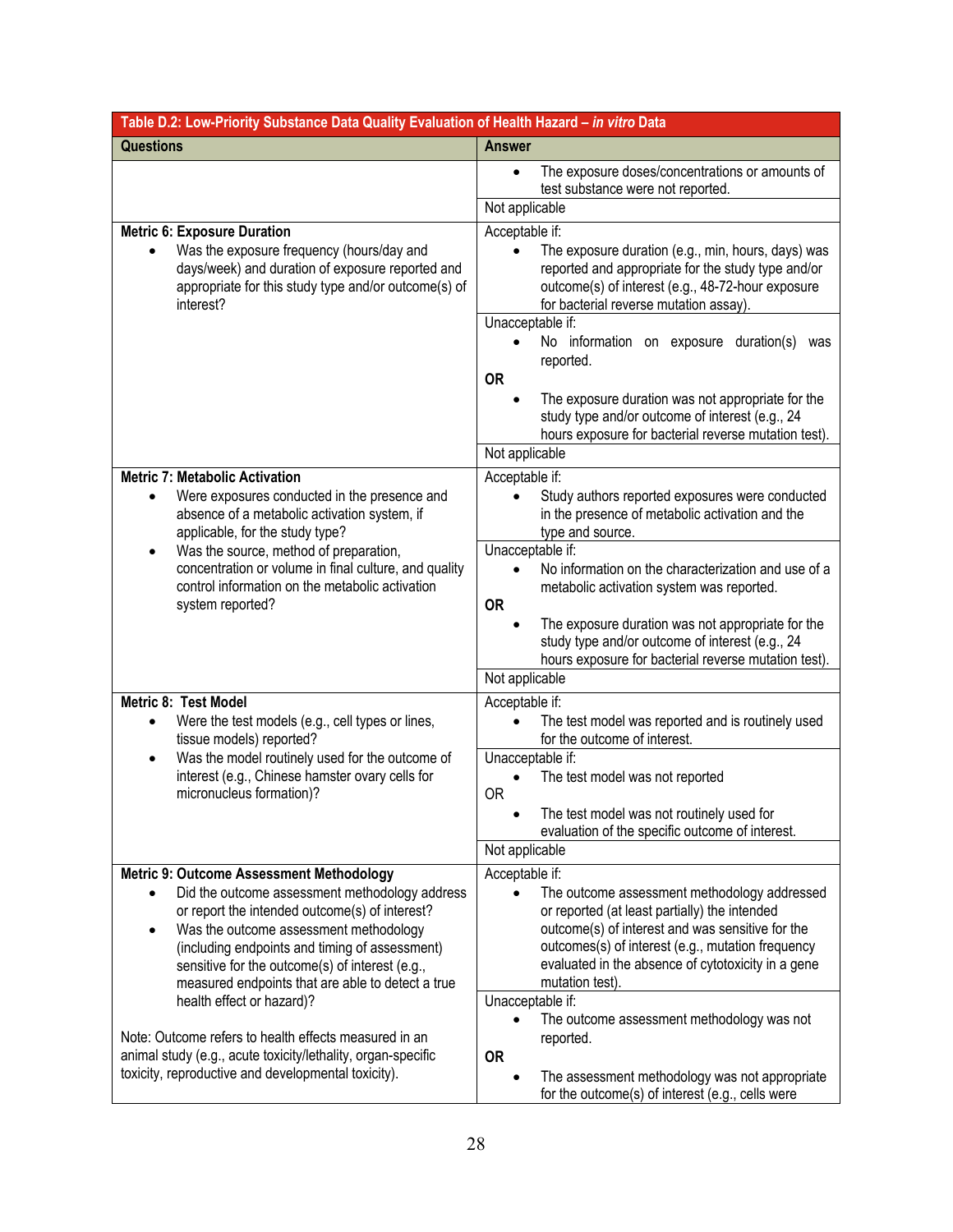| Table D.2: Low-Priority Substance Data Quality Evaluation of Health Hazard – *in vitro* Data | |
|---|---|
| **Questions** | **Answer** |
| | • The exposure doses/concentrations or amounts of test substance were not reported. |
| | Not applicable |
| **Metric 6: Exposure Duration**<br>• Was the exposure frequency (hours/day and days/week) and duration of exposure reported and appropriate for this study type and/or outcome(s) of interest? | Acceptable if:<br>• The exposure duration (e.g., min, hours, days) was reported and appropriate for the study type and/or outcome(s) of interest (e.g., 48-72-hour exposure for bacterial reverse mutation assay). |
| | Unacceptable if:<br>• No information on exposure duration(s) was reported.<br>**OR**<br>• The exposure duration was not appropriate for the study type and/or outcome of interest (e.g., 24 hours exposure for bacterial reverse mutation test). |
| | Not applicable |
| **Metric 7: Metabolic Activation**<br>• Were exposures conducted in the presence and absence of a metabolic activation system, if applicable, for the study type?<br>• Was the source, method of preparation, concentration or volume in final culture, and quality control information on the metabolic activation system reported? | Acceptable if:<br>• Study authors reported exposures were conducted in the presence of metabolic activation and the type and source. |
| | Unacceptable if:<br>• No information on the characterization and use of a metabolic activation system was reported.<br>**OR**<br>• The exposure duration was not appropriate for the study type and/or outcome of interest (e.g., 24 hours exposure for bacterial reverse mutation test). |
| | Not applicable |
| **Metric 8: Test Model**<br>• Were the test models (e.g., cell types or lines, tissue models) reported?<br>• Was the model routinely used for the outcome of interest (e.g., Chinese hamster ovary cells for micronucleus formation)? | Acceptable if:<br>• The test model was reported and is routinely used for the outcome of interest. |
| | Unacceptable if:<br>• The test model was not reported<br>OR<br>• The test model was not routinely used for evaluation of the specific outcome of interest. |
| | Not applicable |
| **Metric 9: Outcome Assessment Methodology**<br>• Did the outcome assessment methodology address or report the intended outcome(s) of interest?<br>• Was the outcome assessment methodology (including endpoints and timing of assessment) sensitive for the outcome(s) of interest (e.g., measured endpoints that are able to detect a true health effect or hazard)?<br><br>Note: Outcome refers to health effects measured in an animal study (e.g., acute toxicity/lethality, organ-specific toxicity, reproductive and developmental toxicity). | Acceptable if:<br>• The outcome assessment methodology addressed or reported (at least partially) the intended outcome(s) of interest and was sensitive for the outcomes(s) of interest (e.g., mutation frequency evaluated in the absence of cytotoxicity in a gene mutation test). |
| | Unacceptable if:<br>• The outcome assessment methodology was not reported.<br>**OR**<br>• The assessment methodology was not appropriate for the outcome(s) of interest (e.g., cells were |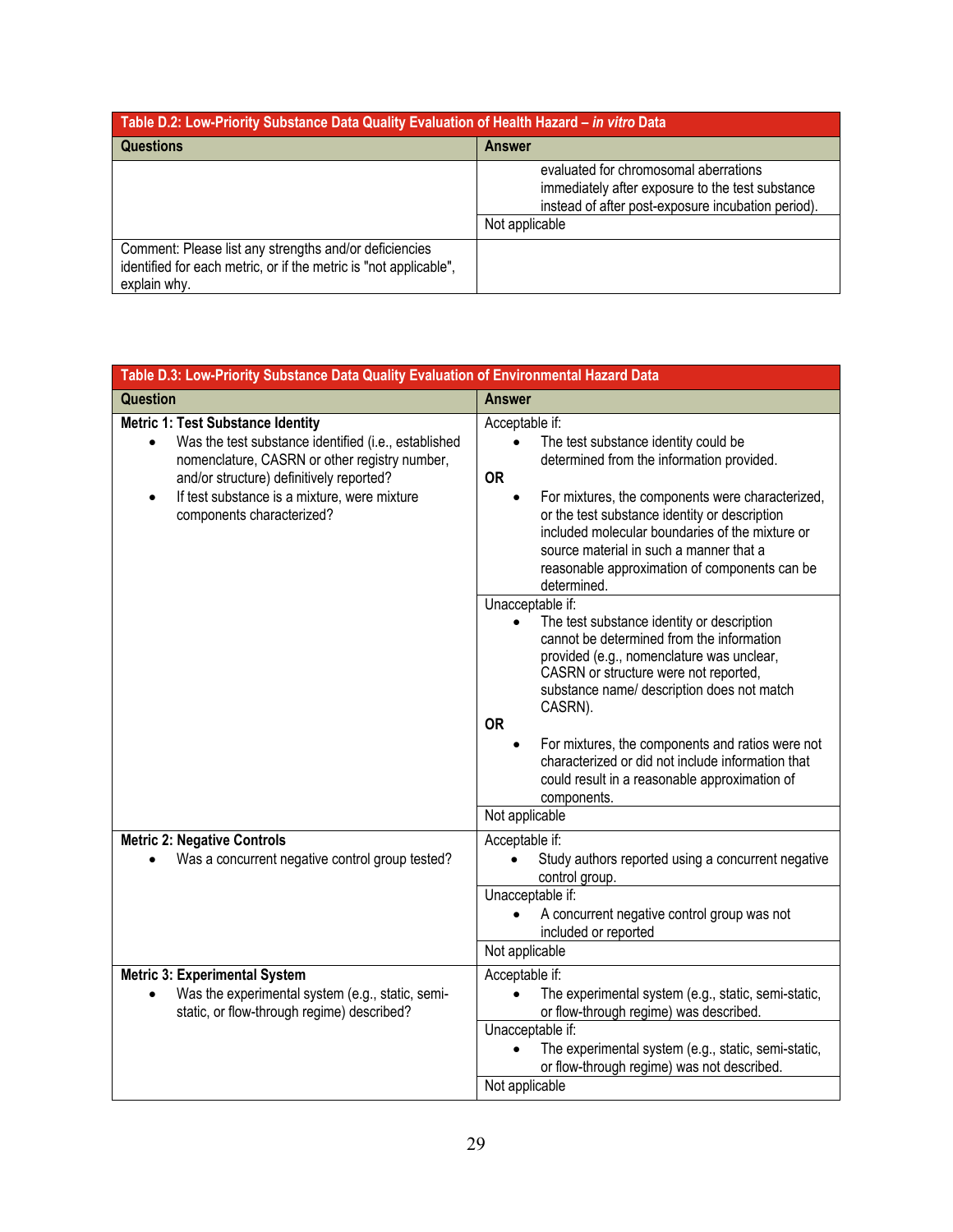| Table D.2: Low-Priority Substance Data Quality Evaluation of Health Hazard – *in vitro* Data | |
|---|---|
| **Questions** | **Answer** |
| | evaluated for chromosomal aberrations immediately after exposure to the test substance instead of after post-exposure incubation period). |
| | Not applicable |
| Comment: Please list any strengths and/or deficiencies identified for each metric, or if the metric is "not applicable", explain why. | |

| Table D.3: Low-Priority Substance Data Quality Evaluation of Environmental Hazard Data | |
|---|---|
| **Question** | **Answer** |
| **Metric 1: Test Substance Identity**<br>• Was the test substance identified (i.e., established nomenclature, CASRN or other registry number, and/or structure) definitively reported?<br>• If test substance is a mixture, were mixture components characterized? | Acceptable if:<br>• The test substance identity could be determined from the information provided.<br>**OR**<br>• For mixtures, the components were characterized, or the test substance identity or description included molecular boundaries of the mixture or source material in such a manner that a reasonable approximation of components can be determined. |
| | Unacceptable if:<br>• The test substance identity or description cannot be determined from the information provided (e.g., nomenclature was unclear, CASRN or structure were not reported, substance name/ description does not match CASRN).<br>**OR**<br>• For mixtures, the components and ratios were not characterized or did not include information that could result in a reasonable approximation of components. |
| | Not applicable |
| **Metric 2: Negative Controls**<br>• Was a concurrent negative control group tested? | Acceptable if:<br>• Study authors reported using a concurrent negative control group. |
| | Unacceptable if:<br>• A concurrent negative control group was not included or reported |
| | Not applicable |
| **Metric 3: Experimental System**<br>• Was the experimental system (e.g., static, semi-static, or flow-through regime) described? | Acceptable if:<br>• The experimental system (e.g., static, semi-static, or flow-through regime) was described. |
| | Unacceptable if:<br>• The experimental system (e.g., static, semi-static, or flow-through regime) was not described. |
| | Not applicable |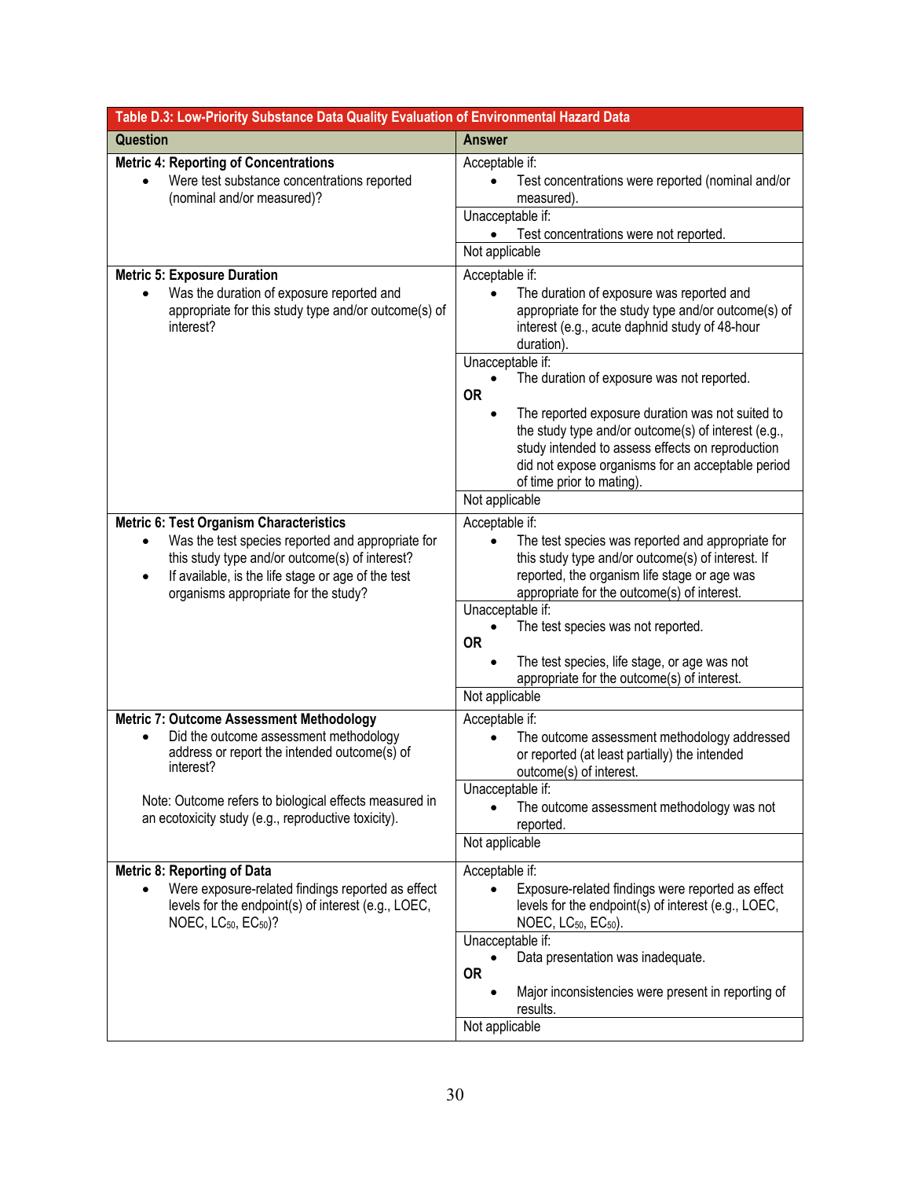| Table D.3: Low-Priority Substance Data Quality Evaluation of Environmental Hazard Data | |
|---|---|
| **Question** | **Answer** |
| **Metric 4: Reporting of Concentrations**<br>• Were test substance concentrations reported (nominal and/or measured)? | Acceptable if:<br>• Test concentrations were reported (nominal and/or measured). |
| | Unacceptable if:<br>• Test concentrations were not reported. |
| | Not applicable |
| **Metric 5: Exposure Duration**<br>• Was the duration of exposure reported and appropriate for this study type and/or outcome(s) of interest? | Acceptable if:<br>• The duration of exposure was reported and appropriate for the study type and/or outcome(s) of interest (e.g., acute daphnid study of 48-hour duration). |
| | Unacceptable if:<br>• The duration of exposure was not reported.<br>**OR**<br>• The reported exposure duration was not suited to the study type and/or outcome(s) of interest (e.g., study intended to assess effects on reproduction did not expose organisms for an acceptable period of time prior to mating). |
| | Not applicable |
| **Metric 6: Test Organism Characteristics**<br>• Was the test species reported and appropriate for this study type and/or outcome(s) of interest?<br>• If available, is the life stage or age of the test organisms appropriate for the study? | Acceptable if:<br>• The test species was reported and appropriate for this study type and/or outcome(s) of interest. If reported, the organism life stage or age was appropriate for the outcome(s) of interest. |
| | Unacceptable if:<br>• The test species was not reported.<br>**OR**<br>• The test species, life stage, or age was not appropriate for the outcome(s) of interest. |
| | Not applicable |
| **Metric 7: Outcome Assessment Methodology**<br>• Did the outcome assessment methodology address or report the intended outcome(s) of interest?<br><br>Note: Outcome refers to biological effects measured in an ecotoxicity study (e.g., reproductive toxicity). | Acceptable if:<br>• The outcome assessment methodology addressed or reported (at least partially) the intended outcome(s) of interest. |
| | Unacceptable if:<br>• The outcome assessment methodology was not reported. |
| | Not applicable |
| **Metric 8: Reporting of Data**<br>• Were exposure-related findings reported as effect levels for the endpoint(s) of interest (e.g., LOEC, NOEC, $LC_{50}$, $EC_{50}$)? | Acceptable if:<br>• Exposure-related findings were reported as effect levels for the endpoint(s) of interest (e.g., LOEC, NOEC, $LC_{50}$, $EC_{50}$). |
| | Unacceptable if:<br>• Data presentation was inadequate.<br>**OR**<br>• Major inconsistencies were present in reporting of results. |
| | Not applicable |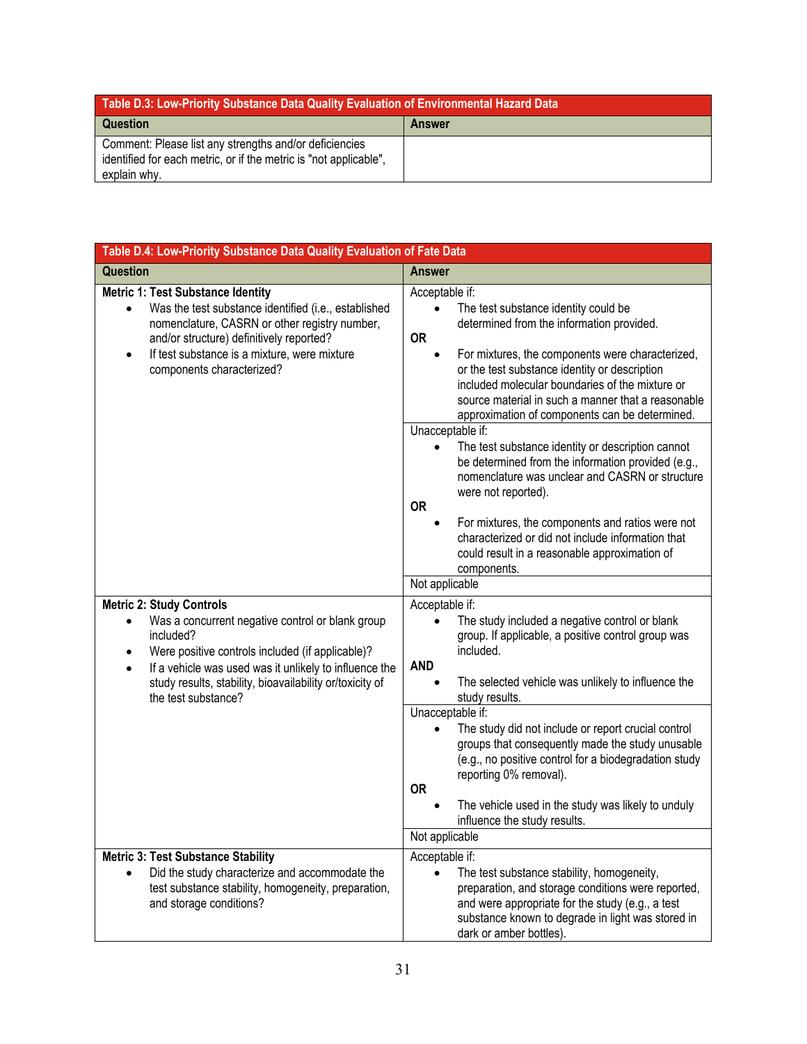| Table D.3: Low-Priority Substance Data Quality Evaluation of Environmental Hazard Data | |
|---|---|
| **Question** | **Answer** |
| Comment: Please list any strengths and/or deficiencies identified for each metric, or if the metric is "not applicable", explain why. | |

| Table D.4: Low-Priority Substance Data Quality Evaluation of Fate Data | |
|---|---|
| **Question** | **Answer** |
| **Metric 1: Test Substance Identity**<br>• Was the test substance identified (i.e., established nomenclature, CASRN or other registry number, and/or structure) definitively reported?<br>• If test substance is a mixture, were mixture components characterized? | Acceptable if:<br>• The test substance identity could be determined from the information provided.<br>**OR**<br>• For mixtures, the components were characterized, or the test substance identity or description included molecular boundaries of the mixture or source material in such a manner that a reasonable approximation of components can be determined. |
| | Unacceptable if:<br>• The test substance identity or description cannot be determined from the information provided (e.g., nomenclature was unclear and CASRN or structure were not reported).<br>**OR**<br>• For mixtures, the components and ratios were not characterized or did not include information that could result in a reasonable approximation of components. |
| | Not applicable |
| **Metric 2: Study Controls**<br>• Was a concurrent negative control or blank group included?<br>• Were positive controls included (if applicable)?<br>• If a vehicle was used was it unlikely to influence the study results, stability, bioavailability or/toxicity of the test substance? | Acceptable if:<br>• The study included a negative control or blank group. If applicable, a positive control group was included.<br>**AND**<br>• The selected vehicle was unlikely to influence the study results. |
| | Unacceptable if:<br>• The study did not include or report crucial control groups that consequently made the study unusable (e.g., no positive control for a biodegradation study reporting 0% removal).<br>**OR**<br>• The vehicle used in the study was likely to unduly influence the study results. |
| | Not applicable |
| **Metric 3: Test Substance Stability**<br>• Did the study characterize and accommodate the test substance stability, homogeneity, preparation, and storage conditions? | Acceptable if:<br>• The test substance stability, homogeneity, preparation, and storage conditions were reported, and were appropriate for the study (e.g., a test substance known to degrade in light was stored in dark or amber bottles). |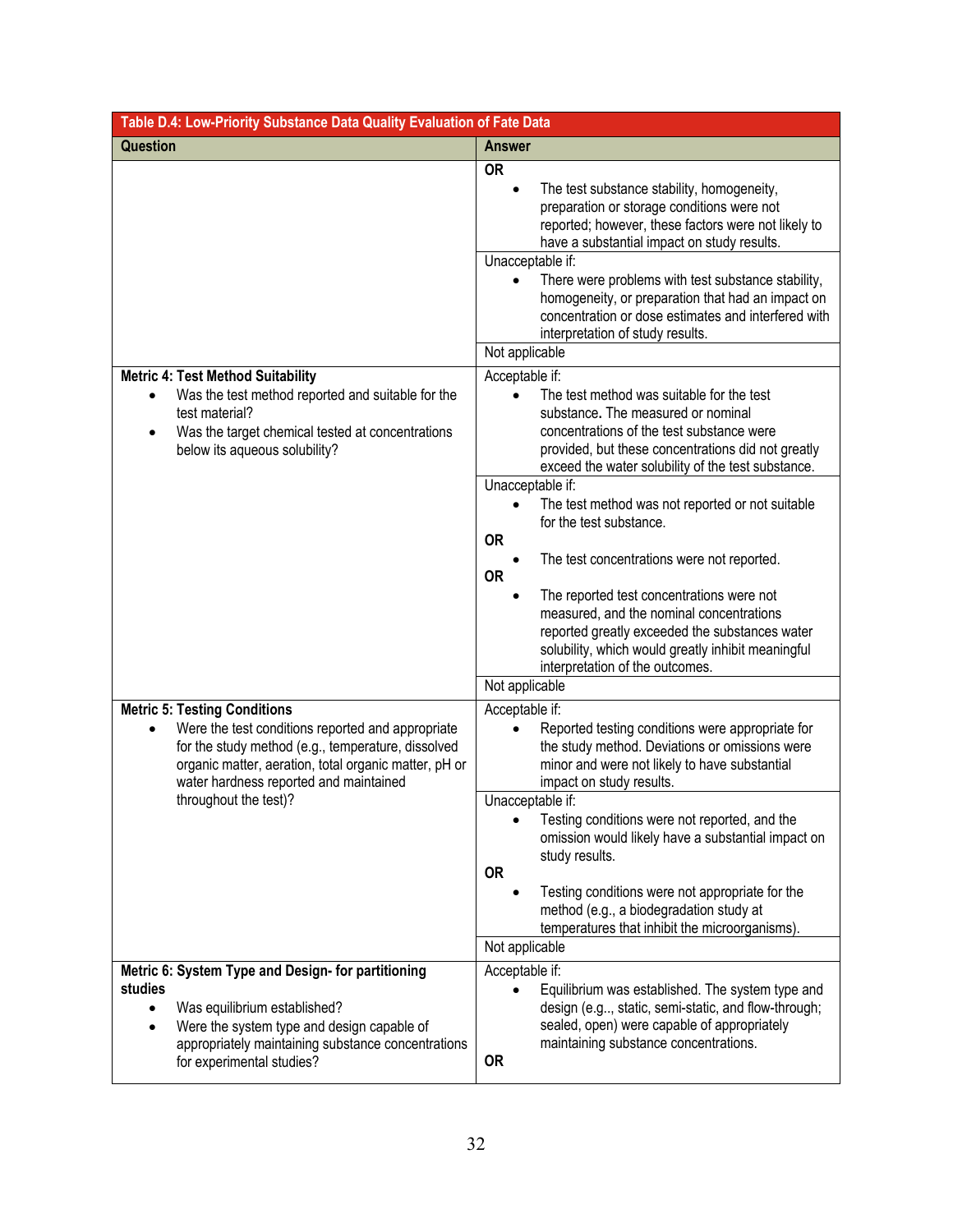| Table D.4: Low-Priority Substance Data Quality Evaluation of Fate Data | |
|---|---|
| **Question** | **Answer** |
| | **OR**<br>• The test substance stability, homogeneity, preparation or storage conditions were not reported; however, these factors were not likely to have a substantial impact on study results. |
| | Unacceptable if:<br>• There were problems with test substance stability, homogeneity, or preparation that had an impact on concentration or dose estimates and interfered with interpretation of study results. |
| | Not applicable |
| **Metric 4: Test Method Suitability**<br>• Was the test method reported and suitable for the test material?<br>• Was the target chemical tested at concentrations below its aqueous solubility? | Acceptable if:<br>• The test method was suitable for the test substance**.** The measured or nominal concentrations of the test substance were provided, but these concentrations did not greatly exceed the water solubility of the test substance. |
| | Unacceptable if:<br>• The test method was not reported or not suitable for the test substance.<br>**OR**<br>• The test concentrations were not reported.<br>**OR**<br>• The reported test concentrations were not measured, and the nominal concentrations reported greatly exceeded the substances water solubility, which would greatly inhibit meaningful interpretation of the outcomes. |
| | Not applicable |
| **Metric 5: Testing Conditions**<br>• Were the test conditions reported and appropriate for the study method (e.g., temperature, dissolved organic matter, aeration, total organic matter, pH or water hardness reported and maintained throughout the test)? | Acceptable if:<br>• Reported testing conditions were appropriate for the study method. Deviations or omissions were minor and were not likely to have substantial impact on study results. |
| | Unacceptable if:<br>• Testing conditions were not reported, and the omission would likely have a substantial impact on study results.<br>**OR**<br>• Testing conditions were not appropriate for the method (e.g., a biodegradation study at temperatures that inhibit the microorganisms). |
| | Not applicable |
| **Metric 6: System Type and Design- for partitioning studies**<br>• Was equilibrium established?<br>• Were the system type and design capable of appropriately maintaining substance concentrations for experimental studies? | Acceptable if:<br>• Equilibrium was established. The system type and design (e.g.., static, semi-static, and flow-through; sealed, open) were capable of appropriately maintaining substance concentrations.<br>**OR** |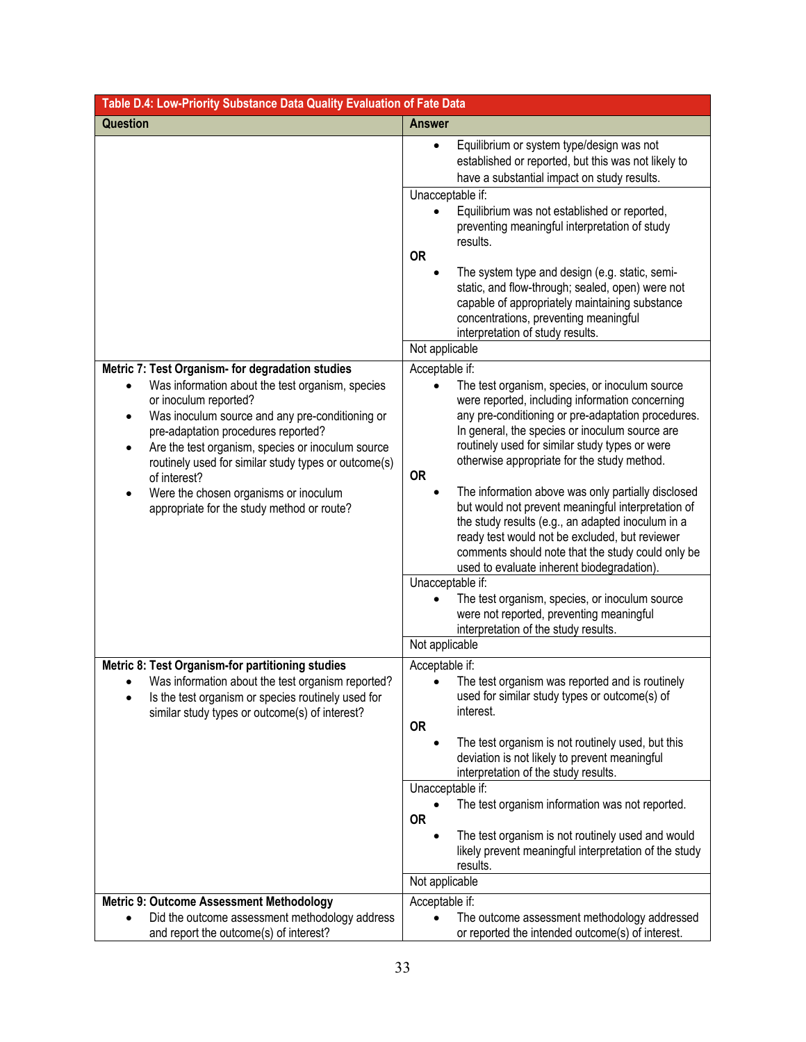| Table D.4: Low-Priority Substance Data Quality Evaluation of Fate Data | |
|---|---|
| **Question** | **Answer** |
| | • Equilibrium or system type/design was not established or reported, but this was not likely to have a substantial impact on study results. |
| | Unacceptable if: <br>• Equilibrium was not established or reported, preventing meaningful interpretation of study results. <br>**OR** <br>• The system type and design (e.g. static, semi-static, and flow-through; sealed, open) were not capable of appropriately maintaining substance concentrations, preventing meaningful interpretation of study results. |
| | Not applicable |
| **Metric 7: Test Organism- for degradation studies** <br>• Was information about the test organism, species or inoculum reported? <br>• Was inoculum source and any pre-conditioning or pre-adaptation procedures reported? <br>• Are the test organism, species or inoculum source routinely used for similar study types or outcome(s) of interest? <br>• Were the chosen organisms or inoculum appropriate for the study method or route? | Acceptable if: <br>• The test organism, species, or inoculum source were reported, including information concerning any pre-conditioning or pre-adaptation procedures. In general, the species or inoculum source are routinely used for similar study types or were otherwise appropriate for the study method. <br>**OR** <br>• The information above was only partially disclosed but would not prevent meaningful interpretation of the study results (e.g., an adapted inoculum in a ready test would not be excluded, but reviewer comments should note that the study could only be used to evaluate inherent biodegradation). |
| | Unacceptable if: <br>• The test organism, species, or inoculum source were not reported, preventing meaningful interpretation of the study results. |
| | Not applicable |
| **Metric 8: Test Organism-for partitioning studies** <br>• Was information about the test organism reported? <br>• Is the test organism or species routinely used for similar study types or outcome(s) of interest? | Acceptable if: <br>• The test organism was reported and is routinely used for similar study types or outcome(s) of interest. <br>**OR** <br>• The test organism is not routinely used, but this deviation is not likely to prevent meaningful interpretation of the study results. |
| | Unacceptable if: <br>• The test organism information was not reported. <br>**OR** <br>• The test organism is not routinely used and would likely prevent meaningful interpretation of the study results. |
| | Not applicable |
| **Metric 9: Outcome Assessment Methodology** <br>• Did the outcome assessment methodology address and report the outcome(s) of interest? | Acceptable if: <br>• The outcome assessment methodology addressed or reported the intended outcome(s) of interest. |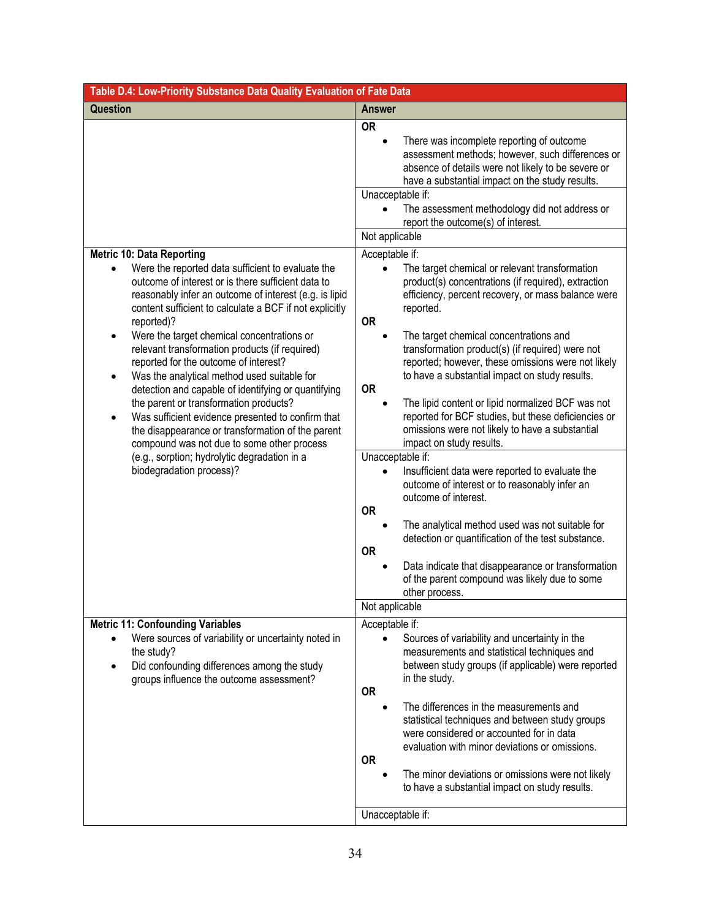| Table D.4: Low-Priority Substance Data Quality Evaluation of Fate Data | |
|---|---|
| **Question** | **Answer** |
| | **OR**<br>• There was incomplete reporting of outcome assessment methods; however, such differences or absence of details were not likely to be severe or have a substantial impact on the study results. |
| | Unacceptable if:<br>• The assessment methodology did not address or report the outcome(s) of interest. |
| | Not applicable |
| **Metric 10: Data Reporting**<br>• Were the reported data sufficient to evaluate the outcome of interest or is there sufficient data to reasonably infer an outcome of interest (e.g. is lipid content sufficient to calculate a BCF if not explicitly reported)?<br>• Were the target chemical concentrations or relevant transformation products (if required) reported for the outcome of interest?<br>• Was the analytical method used suitable for detection and capable of identifying or quantifying the parent or transformation products?<br>• Was sufficient evidence presented to confirm that the disappearance or transformation of the parent compound was not due to some other process (e.g., sorption; hydrolytic degradation in a biodegradation process)? | Acceptable if:<br>• The target chemical or relevant transformation product(s) concentrations (if required), extraction efficiency, percent recovery, or mass balance were reported.<br>**OR**<br>• The target chemical concentrations and transformation product(s) (if required) were not reported; however, these omissions were not likely to have a substantial impact on study results.<br>**OR**<br>• The lipid content or lipid normalized BCF was not reported for BCF studies, but these deficiencies or omissions were not likely to have a substantial impact on study results. |
| | Unacceptable if:<br>• Insufficient data were reported to evaluate the outcome of interest or to reasonably infer an outcome of interest.<br>**OR**<br>• The analytical method used was not suitable for detection or quantification of the test substance.<br>**OR**<br>• Data indicate that disappearance or transformation of the parent compound was likely due to some other process. |
| | Not applicable |
| **Metric 11: Confounding Variables**<br>• Were sources of variability or uncertainty noted in the study?<br>• Did confounding differences among the study groups influence the outcome assessment? | Acceptable if:<br>• Sources of variability and uncertainty in the measurements and statistical techniques and between study groups (if applicable) were reported in the study.<br>**OR**<br>• The differences in the measurements and statistical techniques and between study groups were considered or accounted for in data evaluation with minor deviations or omissions.<br>**OR**<br>• The minor deviations or omissions were not likely to have a substantial impact on study results. |
| | Unacceptable if: |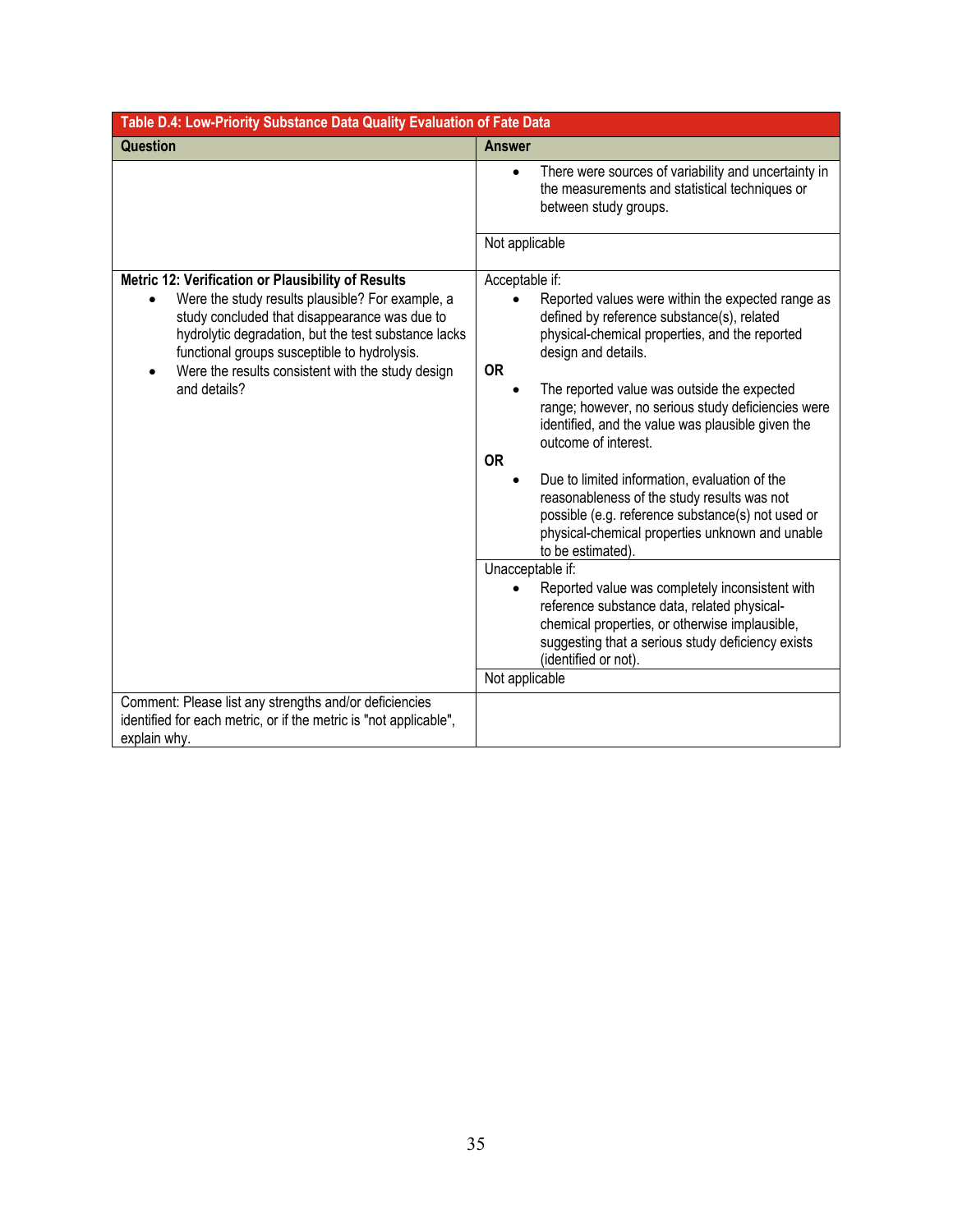| Table D.4: Low-Priority Substance Data Quality Evaluation of Fate Data | |
|---|---|
| **Question** | **Answer** |
| | • There were sources of variability and uncertainty in the measurements and statistical techniques or between study groups. |
| | Not applicable |
| **Metric 12: Verification or Plausibility of Results**<br>• Were the study results plausible? For example, a study concluded that disappearance was due to hydrolytic degradation, but the test substance lacks functional groups susceptible to hydrolysis.<br>• Were the results consistent with the study design and details? | Acceptable if:<br>• Reported values were within the expected range as defined by reference substance(s), related physical-chemical properties, and the reported design and details.<br>**OR**<br>• The reported value was outside the expected range; however, no serious study deficiencies were identified, and the value was plausible given the outcome of interest.<br>**OR**<br>• Due to limited information, evaluation of the reasonableness of the study results was not possible (e.g. reference substance(s) not used or physical-chemical properties unknown and unable to be estimated). |
| | Unacceptable if:<br>• Reported value was completely inconsistent with reference substance data, related physical-chemical properties, or otherwise implausible, suggesting that a serious study deficiency exists (identified or not). |
| | Not applicable |
| Comment: Please list any strengths and/or deficiencies identified for each metric, or if the metric is "not applicable", explain why. | |